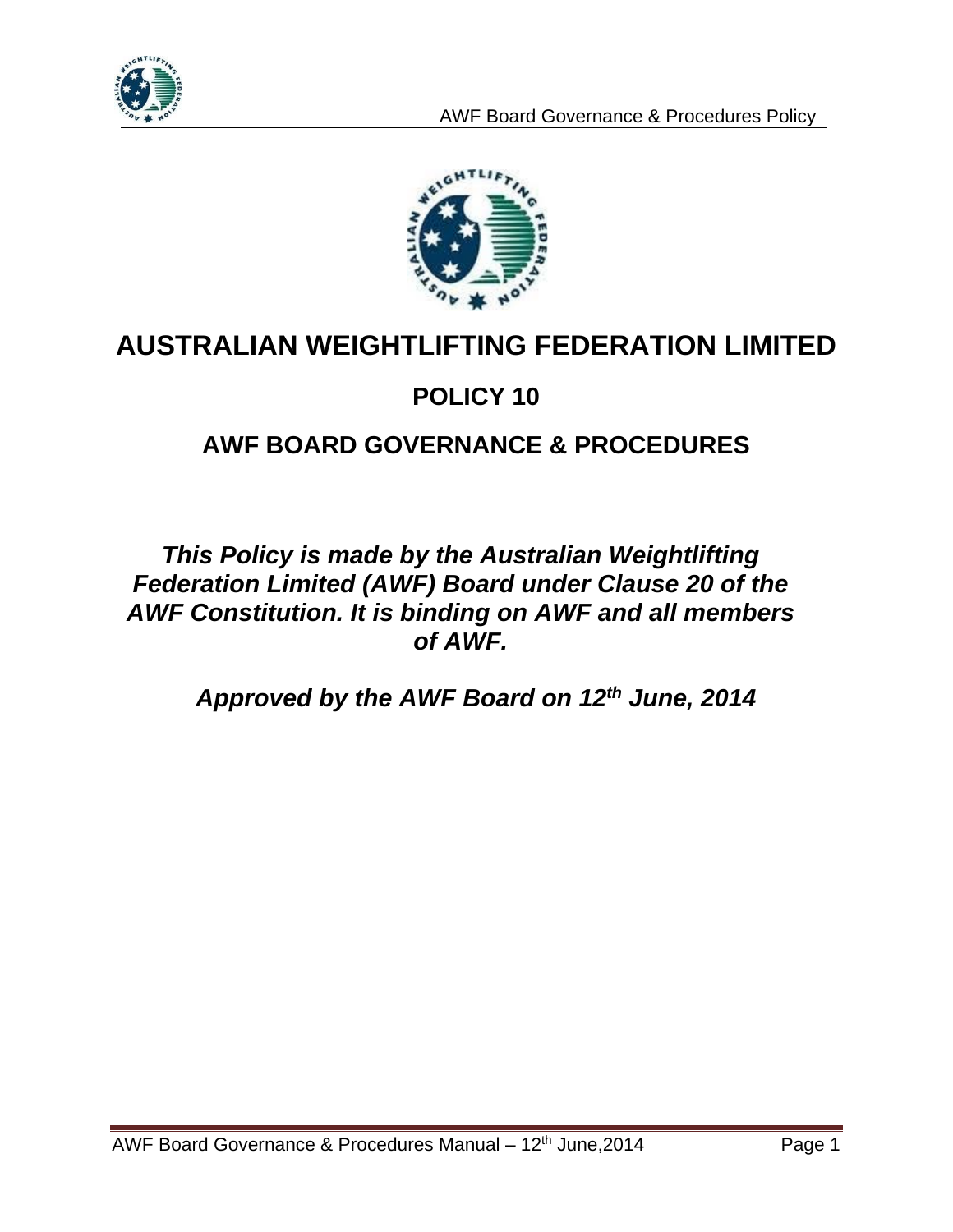# AUSTRALIAN WEIGHTLIFTING FEDERATION LIMITED

## POLICY 10

## AWF BOARD GOVERNANCE & PROCEDURES

***This Policy is made by the Australian Weightlifting Federation Limited (AWF) Board under Clause 20 of the AWF Constitution. It is binding on AWF and all members of AWF.***

***Approved by the AWF Board on 12th June, 2014***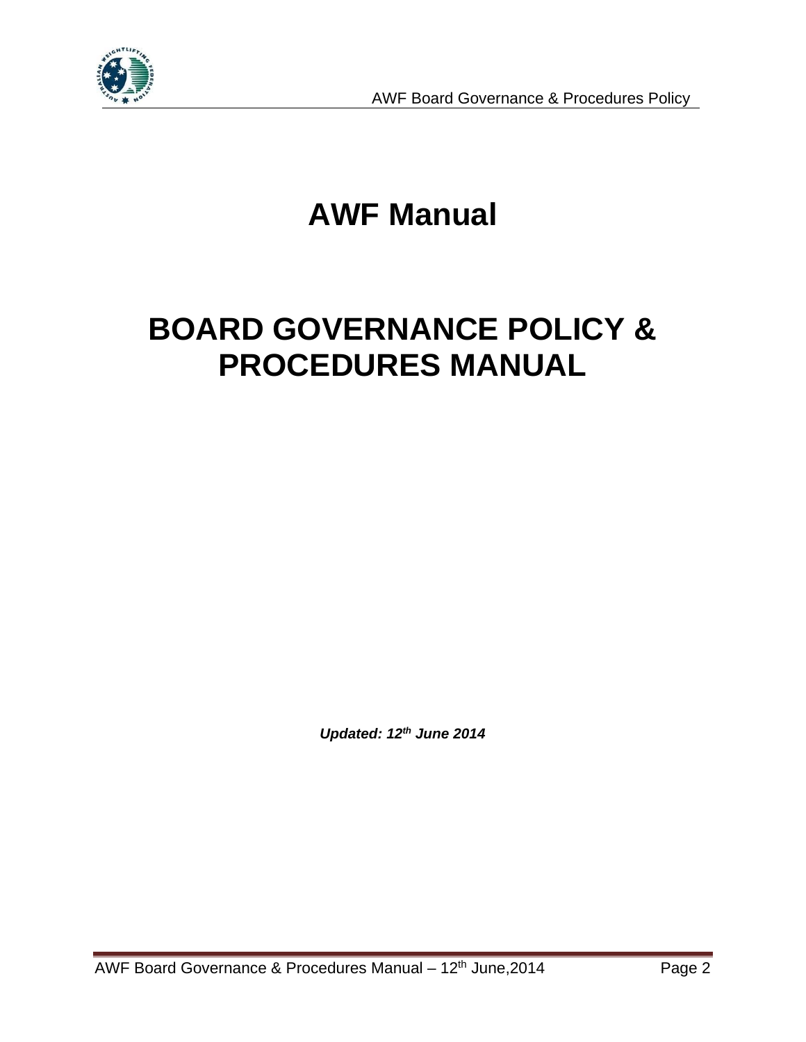# AWF Manual

# BOARD GOVERNANCE POLICY & PROCEDURES MANUAL

***Updated: 12th June 2014***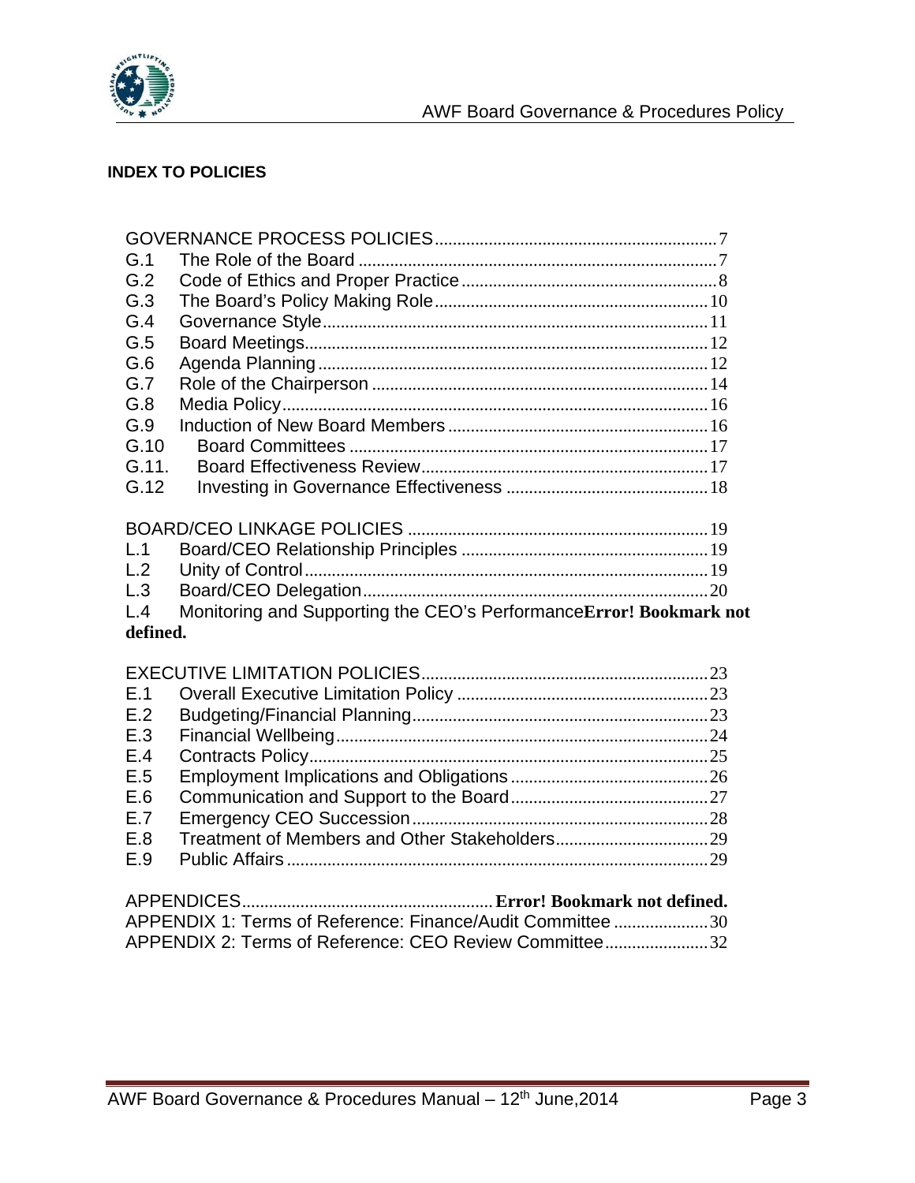**INDEX TO POLICIES**

GOVERNANCE PROCESS POLICIES ........................................................ 7
G.1 The Role of the Board ........................................................ 7
G.2 Code of Ethics and Proper Practice ........................................................ 8
G.3 The Board's Policy Making Role ........................................................ 10
G.4 Governance Style ........................................................ 11
G.5 Board Meetings ........................................................ 12
G.6 Agenda Planning ........................................................ 12
G.7 Role of the Chairperson ........................................................ 14
G.8 Media Policy ........................................................ 16
G.9 Induction of New Board Members ........................................................ 16
G.10 Board Committees ........................................................ 17
G.11. Board Effectiveness Review ........................................................ 17
G.12 Investing in Governance Effectiveness ........................................................ 18

BOARD/CEO LINKAGE POLICIES ........................................................ 19
L.1 Board/CEO Relationship Principles ........................................................ 19
L.2 Unity of Control ........................................................ 19
L.3 Board/CEO Delegation ........................................................ 20
L.4 Monitoring and Supporting the CEO's Performance **Error! Bookmark not defined.**

EXECUTIVE LIMITATION POLICIES ........................................................ 23
E.1 Overall Executive Limitation Policy ........................................................ 23
E.2 Budgeting/Financial Planning ........................................................ 23
E.3 Financial Wellbeing ........................................................ 24
E.4 Contracts Policy ........................................................ 25
E.5 Employment Implications and Obligations ........................................................ 26
E.6 Communication and Support to the Board ........................................................ 27
E.7 Emergency CEO Succession ........................................................ 28
E.8 Treatment of Members and Other Stakeholders ........................................................ 29
E.9 Public Affairs ........................................................ 29

APPENDICES ........................................................ **Error! Bookmark not defined.**
APPENDIX 1: Terms of Reference: Finance/Audit Committee ........................................................ 30
APPENDIX 2: Terms of Reference: CEO Review Committee ........................................................ 32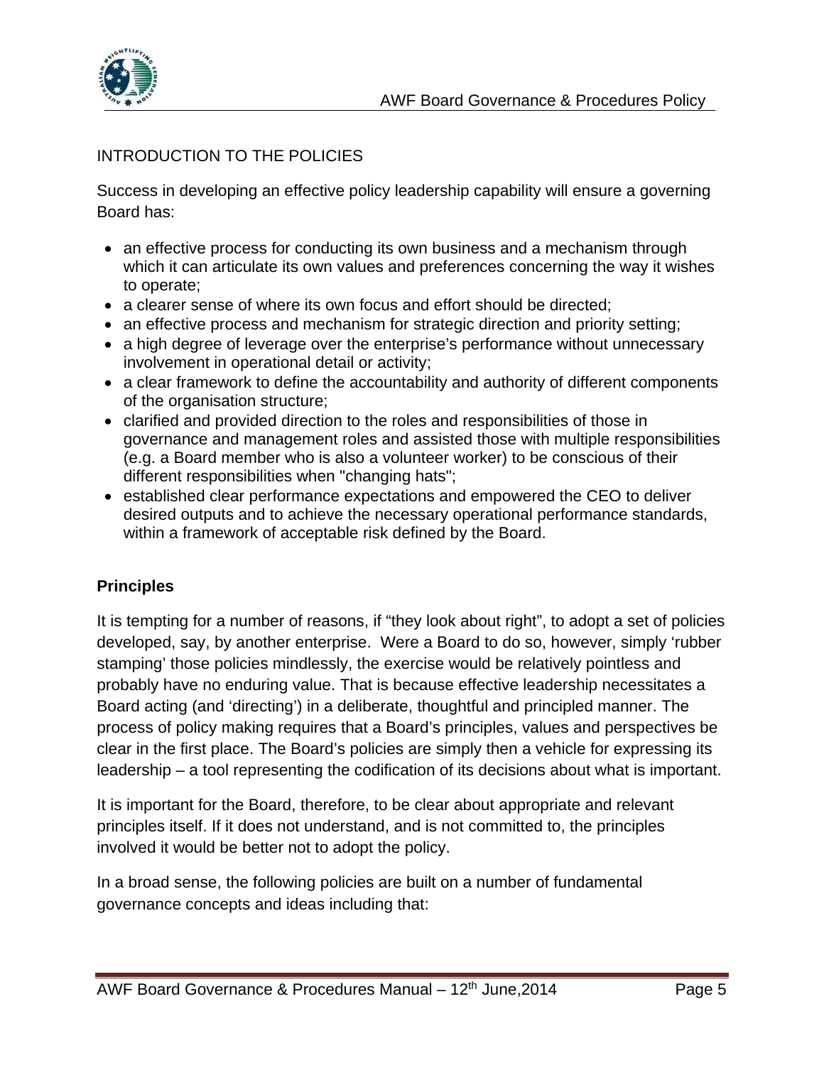## INTRODUCTION TO THE POLICIES

Success in developing an effective policy leadership capability will ensure a governing Board has:

- an effective process for conducting its own business and a mechanism through which it can articulate its own values and preferences concerning the way it wishes to operate;
- a clearer sense of where its own focus and effort should be directed;
- an effective process and mechanism for strategic direction and priority setting;
- a high degree of leverage over the enterprise's performance without unnecessary involvement in operational detail or activity;
- a clear framework to define the accountability and authority of different components of the organisation structure;
- clarified and provided direction to the roles and responsibilities of those in governance and management roles and assisted those with multiple responsibilities (e.g. a Board member who is also a volunteer worker) to be conscious of their different responsibilities when "changing hats";
- established clear performance expectations and empowered the CEO to deliver desired outputs and to achieve the necessary operational performance standards, within a framework of acceptable risk defined by the Board.

### Principles

It is tempting for a number of reasons, if "they look about right", to adopt a set of policies developed, say, by another enterprise. Were a Board to do so, however, simply 'rubber stamping' those policies mindlessly, the exercise would be relatively pointless and probably have no enduring value. That is because effective leadership necessitates a Board acting (and 'directing') in a deliberate, thoughtful and principled manner. The process of policy making requires that a Board's principles, values and perspectives be clear in the first place. The Board's policies are simply then a vehicle for expressing its leadership – a tool representing the codification of its decisions about what is important.

It is important for the Board, therefore, to be clear about appropriate and relevant principles itself. If it does not understand, and is not committed to, the principles involved it would be better not to adopt the policy.

In a broad sense, the following policies are built on a number of fundamental governance concepts and ideas including that: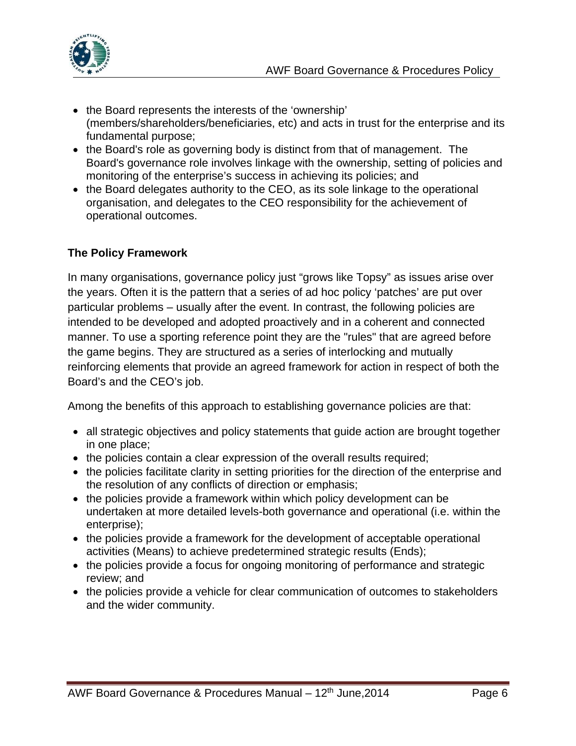- the Board represents the interests of the 'ownership' (members/shareholders/beneficiaries, etc) and acts in trust for the enterprise and its fundamental purpose;
- the Board's role as governing body is distinct from that of management. The Board's governance role involves linkage with the ownership, setting of policies and monitoring of the enterprise's success in achieving its policies; and
- the Board delegates authority to the CEO, as its sole linkage to the operational organisation, and delegates to the CEO responsibility for the achievement of operational outcomes.

**The Policy Framework**

In many organisations, governance policy just "grows like Topsy" as issues arise over the years. Often it is the pattern that a series of ad hoc policy 'patches' are put over particular problems – usually after the event. In contrast, the following policies are intended to be developed and adopted proactively and in a coherent and connected manner. To use a sporting reference point they are the "rules" that are agreed before the game begins. They are structured as a series of interlocking and mutually reinforcing elements that provide an agreed framework for action in respect of both the Board's and the CEO's job.

Among the benefits of this approach to establishing governance policies are that:

- all strategic objectives and policy statements that guide action are brought together in one place;
- the policies contain a clear expression of the overall results required;
- the policies facilitate clarity in setting priorities for the direction of the enterprise and the resolution of any conflicts of direction or emphasis;
- the policies provide a framework within which policy development can be undertaken at more detailed levels-both governance and operational (i.e. within the enterprise);
- the policies provide a framework for the development of acceptable operational activities (Means) to achieve predetermined strategic results (Ends);
- the policies provide a focus for ongoing monitoring of performance and strategic review; and
- the policies provide a vehicle for clear communication of outcomes to stakeholders and the wider community.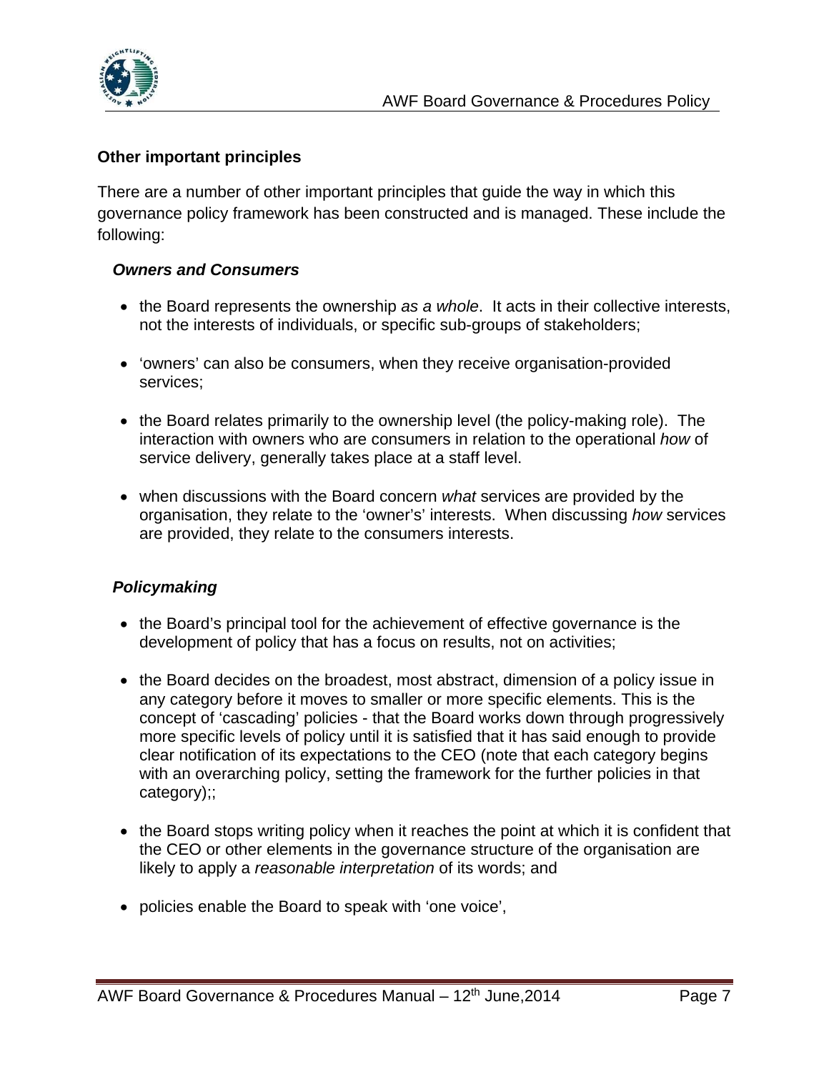**Other important principles**

There are a number of other important principles that guide the way in which this governance policy framework has been constructed and is managed. These include the following:

***Owners and Consumers***

- the Board represents the ownership *as a whole*. It acts in their collective interests, not the interests of individuals, or specific sub-groups of stakeholders;

- 'owners' can also be consumers, when they receive organisation-provided services;

- the Board relates primarily to the ownership level (the policy-making role). The interaction with owners who are consumers in relation to the operational *how* of service delivery, generally takes place at a staff level.

- when discussions with the Board concern *what* services are provided by the organisation, they relate to the 'owner's' interests. When discussing *how* services are provided, they relate to the consumers interests.

***Policymaking***

- the Board's principal tool for the achievement of effective governance is the development of policy that has a focus on results, not on activities;

- the Board decides on the broadest, most abstract, dimension of a policy issue in any category before it moves to smaller or more specific elements. This is the concept of 'cascading' policies - that the Board works down through progressively more specific levels of policy until it is satisfied that it has said enough to provide clear notification of its expectations to the CEO (note that each category begins with an overarching policy, setting the framework for the further policies in that category);;

- the Board stops writing policy when it reaches the point at which it is confident that the CEO or other elements in the governance structure of the organisation are likely to apply a *reasonable interpretation* of its words; and

- policies enable the Board to speak with 'one voice',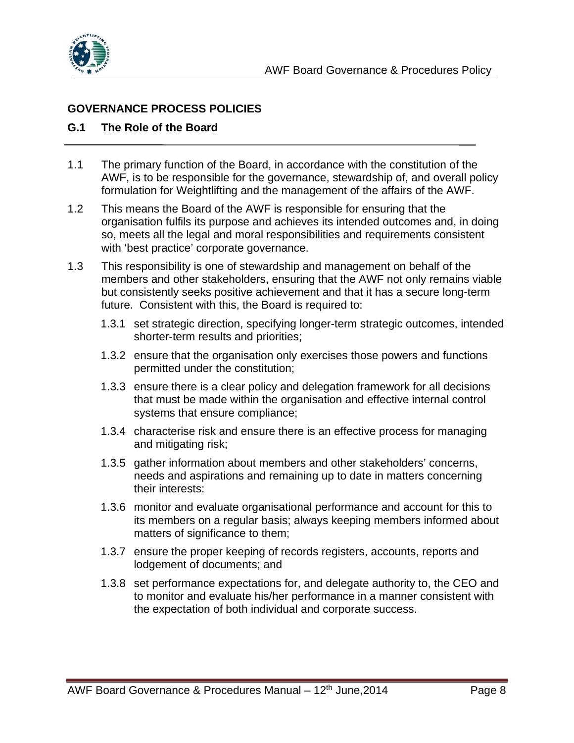## GOVERNANCE PROCESS POLICIES

### G.1 The Role of the Board

1.1 The primary function of the Board, in accordance with the constitution of the AWF, is to be responsible for the governance, stewardship of, and overall policy formulation for Weightlifting and the management of the affairs of the AWF.

1.2 This means the Board of the AWF is responsible for ensuring that the organisation fulfils its purpose and achieves its intended outcomes and, in doing so, meets all the legal and moral responsibilities and requirements consistent with 'best practice' corporate governance.

1.3 This responsibility is one of stewardship and management on behalf of the members and other stakeholders, ensuring that the AWF not only remains viable but consistently seeks positive achievement and that it has a secure long-term future. Consistent with this, the Board is required to:

1.3.1 set strategic direction, specifying longer-term strategic outcomes, intended shorter-term results and priorities;

1.3.2 ensure that the organisation only exercises those powers and functions permitted under the constitution;

1.3.3 ensure there is a clear policy and delegation framework for all decisions that must be made within the organisation and effective internal control systems that ensure compliance;

1.3.4 characterise risk and ensure there is an effective process for managing and mitigating risk;

1.3.5 gather information about members and other stakeholders' concerns, needs and aspirations and remaining up to date in matters concerning their interests:

1.3.6 monitor and evaluate organisational performance and account for this to its members on a regular basis; always keeping members informed about matters of significance to them;

1.3.7 ensure the proper keeping of records registers, accounts, reports and lodgement of documents; and

1.3.8 set performance expectations for, and delegate authority to, the CEO and to monitor and evaluate his/her performance in a manner consistent with the expectation of both individual and corporate success.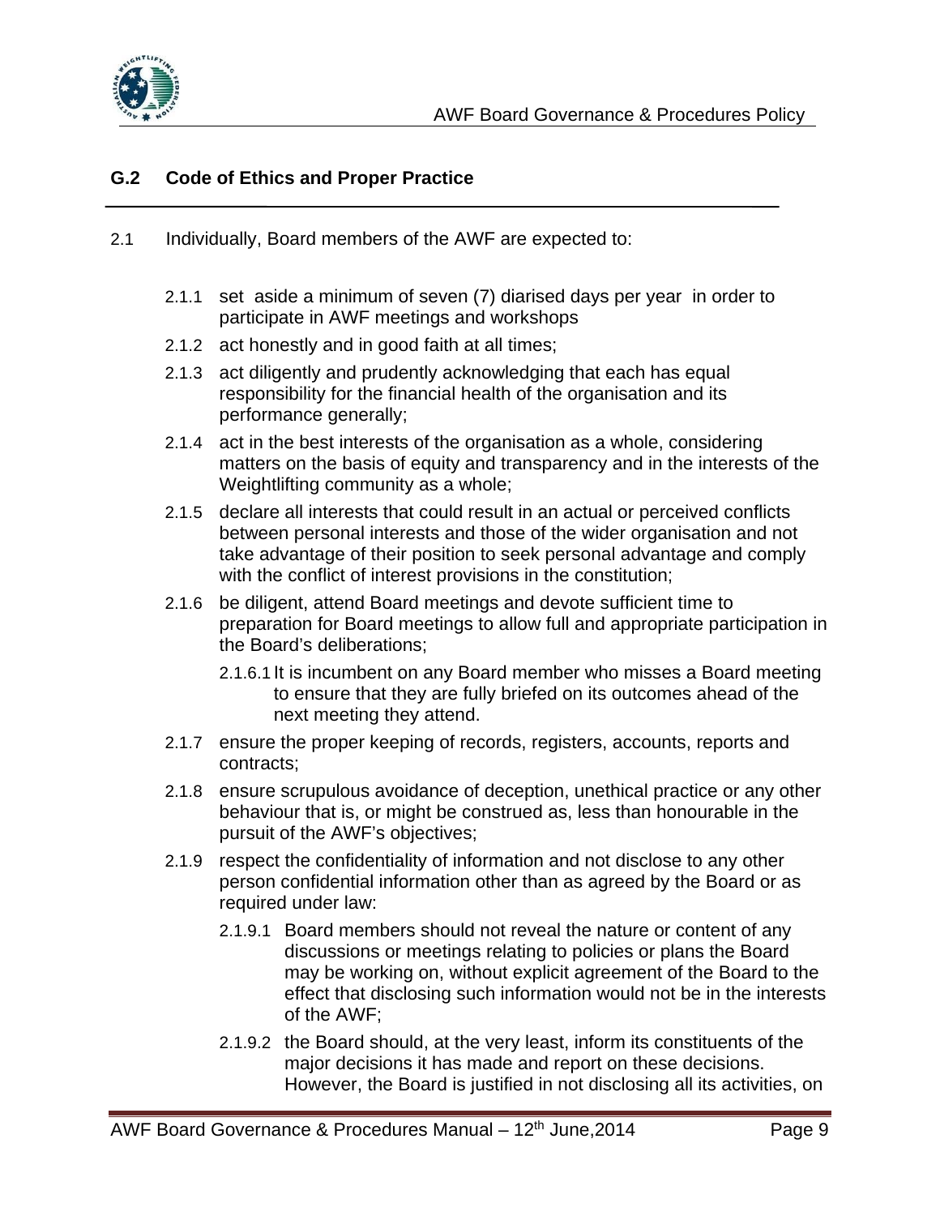## G.2 Code of Ethics and Proper Practice

2.1 Individually, Board members of the AWF are expected to:

- 2.1.1 set aside a minimum of seven (7) diarised days per year in order to participate in AWF meetings and workshops
- 2.1.2 act honestly and in good faith at all times;
- 2.1.3 act diligently and prudently acknowledging that each has equal responsibility for the financial health of the organisation and its performance generally;
- 2.1.4 act in the best interests of the organisation as a whole, considering matters on the basis of equity and transparency and in the interests of the Weightlifting community as a whole;
- 2.1.5 declare all interests that could result in an actual or perceived conflicts between personal interests and those of the wider organisation and not take advantage of their position to seek personal advantage and comply with the conflict of interest provisions in the constitution;
- 2.1.6 be diligent, attend Board meetings and devote sufficient time to preparation for Board meetings to allow full and appropriate participation in the Board's deliberations;
  - 2.1.6.1 It is incumbent on any Board member who misses a Board meeting to ensure that they are fully briefed on its outcomes ahead of the next meeting they attend.
- 2.1.7 ensure the proper keeping of records, registers, accounts, reports and contracts;
- 2.1.8 ensure scrupulous avoidance of deception, unethical practice or any other behaviour that is, or might be construed as, less than honourable in the pursuit of the AWF's objectives;
- 2.1.9 respect the confidentiality of information and not disclose to any other person confidential information other than as agreed by the Board or as required under law:
  - 2.1.9.1 Board members should not reveal the nature or content of any discussions or meetings relating to policies or plans the Board may be working on, without explicit agreement of the Board to the effect that disclosing such information would not be in the interests of the AWF;
  - 2.1.9.2 the Board should, at the very least, inform its constituents of the major decisions it has made and report on these decisions. However, the Board is justified in not disclosing all its activities, on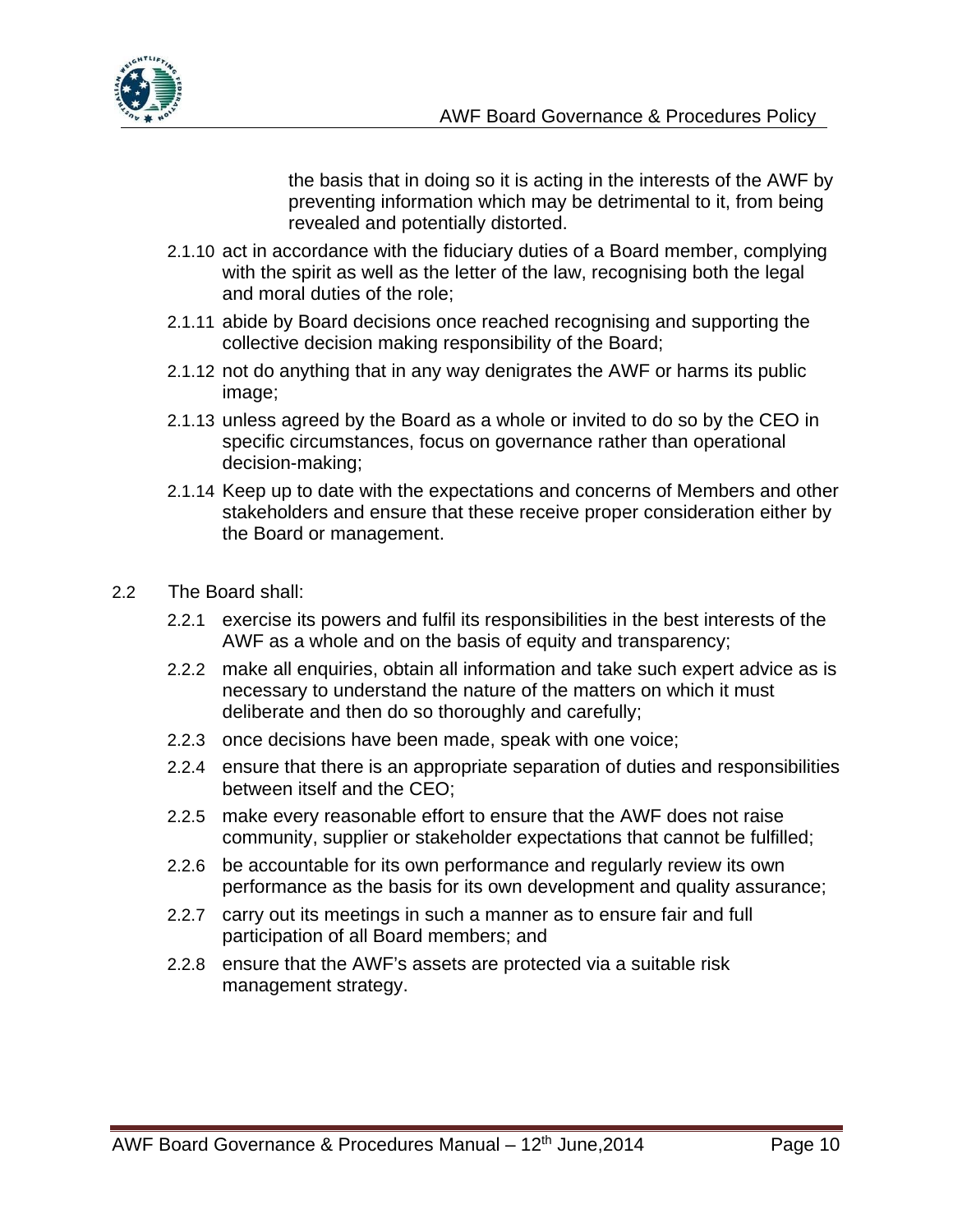the basis that in doing so it is acting in the interests of the AWF by preventing information which may be detrimental to it, from being revealed and potentially distorted.

2.1.10 act in accordance with the fiduciary duties of a Board member, complying with the spirit as well as the letter of the law, recognising both the legal and moral duties of the role;

2.1.11 abide by Board decisions once reached recognising and supporting the collective decision making responsibility of the Board;

2.1.12 not do anything that in any way denigrates the AWF or harms its public image;

2.1.13 unless agreed by the Board as a whole or invited to do so by the CEO in specific circumstances, focus on governance rather than operational decision-making;

2.1.14 Keep up to date with the expectations and concerns of Members and other stakeholders and ensure that these receive proper consideration either by the Board or management.

2.2 The Board shall:

2.2.1 exercise its powers and fulfil its responsibilities in the best interests of the AWF as a whole and on the basis of equity and transparency;

2.2.2 make all enquiries, obtain all information and take such expert advice as is necessary to understand the nature of the matters on which it must deliberate and then do so thoroughly and carefully;

2.2.3 once decisions have been made, speak with one voice;

2.2.4 ensure that there is an appropriate separation of duties and responsibilities between itself and the CEO;

2.2.5 make every reasonable effort to ensure that the AWF does not raise community, supplier or stakeholder expectations that cannot be fulfilled;

2.2.6 be accountable for its own performance and regularly review its own performance as the basis for its own development and quality assurance;

2.2.7 carry out its meetings in such a manner as to ensure fair and full participation of all Board members; and

2.2.8 ensure that the AWF's assets are protected via a suitable risk management strategy.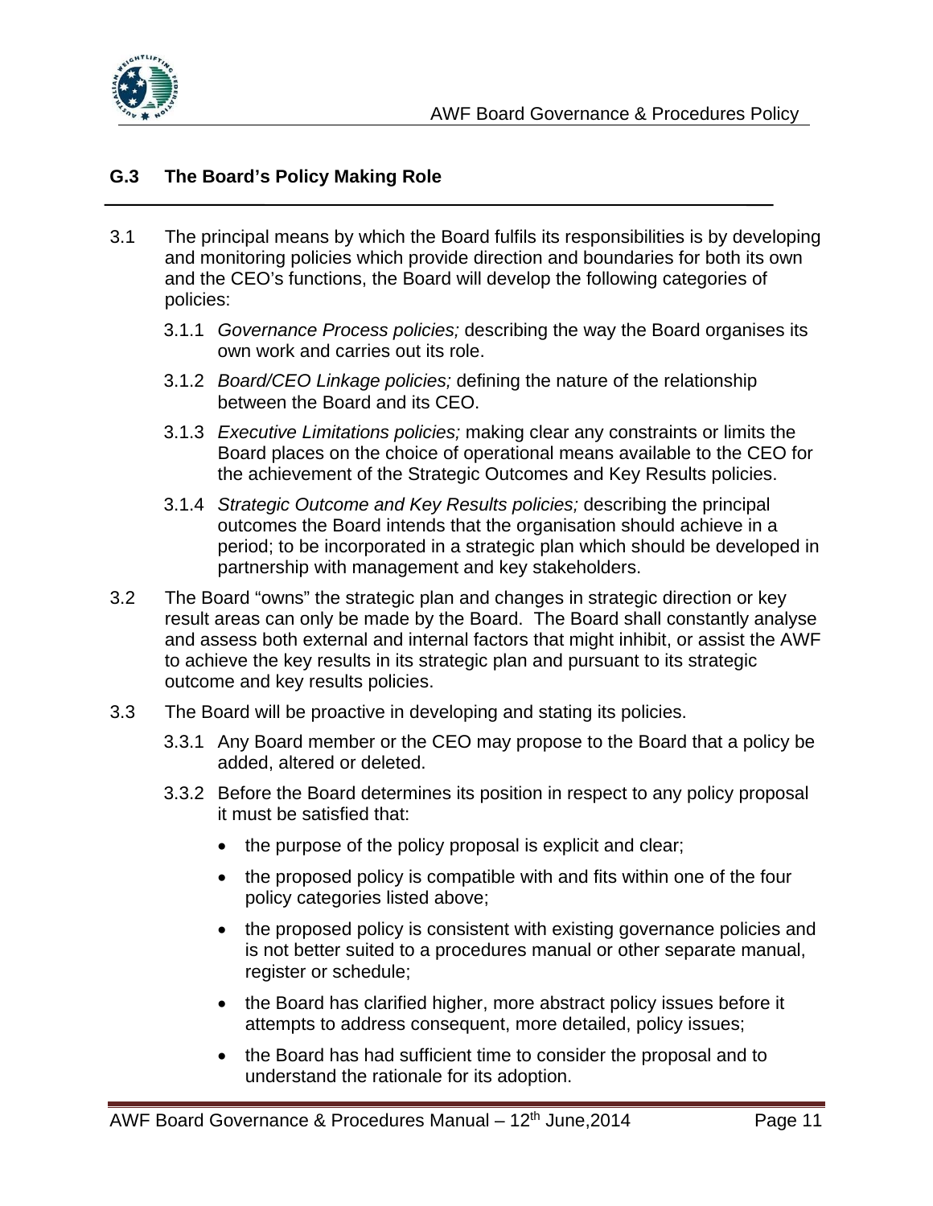## G.3 The Board's Policy Making Role

3.1 The principal means by which the Board fulfils its responsibilities is by developing and monitoring policies which provide direction and boundaries for both its own and the CEO's functions, the Board will develop the following categories of policies:

3.1.1 *Governance Process policies;* describing the way the Board organises its own work and carries out its role.

3.1.2 *Board/CEO Linkage policies;* defining the nature of the relationship between the Board and its CEO.

3.1.3 *Executive Limitations policies;* making clear any constraints or limits the Board places on the choice of operational means available to the CEO for the achievement of the Strategic Outcomes and Key Results policies.

3.1.4 *Strategic Outcome and Key Results policies;* describing the principal outcomes the Board intends that the organisation should achieve in a period; to be incorporated in a strategic plan which should be developed in partnership with management and key stakeholders.

3.2 The Board "owns" the strategic plan and changes in strategic direction or key result areas can only be made by the Board. The Board shall constantly analyse and assess both external and internal factors that might inhibit, or assist the AWF to achieve the key results in its strategic plan and pursuant to its strategic outcome and key results policies.

3.3 The Board will be proactive in developing and stating its policies.

3.3.1 Any Board member or the CEO may propose to the Board that a policy be added, altered or deleted.

3.3.2 Before the Board determines its position in respect to any policy proposal it must be satisfied that:

- the purpose of the policy proposal is explicit and clear;
- the proposed policy is compatible with and fits within one of the four policy categories listed above;
- the proposed policy is consistent with existing governance policies and is not better suited to a procedures manual or other separate manual, register or schedule;
- the Board has clarified higher, more abstract policy issues before it attempts to address consequent, more detailed, policy issues;
- the Board has had sufficient time to consider the proposal and to understand the rationale for its adoption.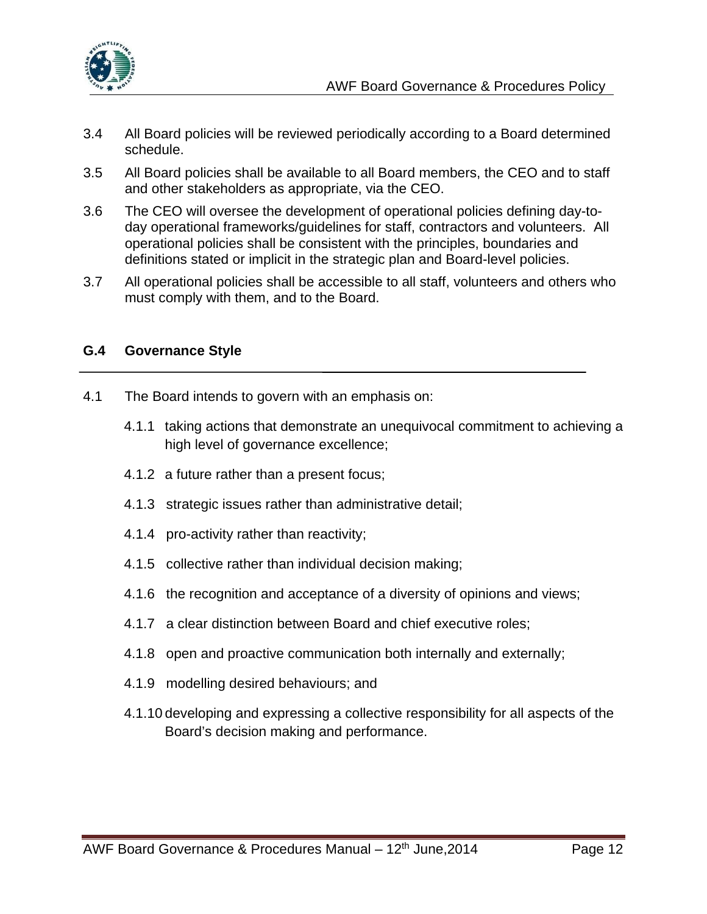3.4 All Board policies will be reviewed periodically according to a Board determined schedule.

3.5 All Board policies shall be available to all Board members, the CEO and to staff and other stakeholders as appropriate, via the CEO.

3.6 The CEO will oversee the development of operational policies defining day-to-day operational frameworks/guidelines for staff, contractors and volunteers. All operational policies shall be consistent with the principles, boundaries and definitions stated or implicit in the strategic plan and Board-level policies.

3.7 All operational policies shall be accessible to all staff, volunteers and others who must comply with them, and to the Board.

## G.4 Governance Style

4.1 The Board intends to govern with an emphasis on:

- 4.1.1 taking actions that demonstrate an unequivocal commitment to achieving a high level of governance excellence;
- 4.1.2 a future rather than a present focus;
- 4.1.3 strategic issues rather than administrative detail;
- 4.1.4 pro-activity rather than reactivity;
- 4.1.5 collective rather than individual decision making;
- 4.1.6 the recognition and acceptance of a diversity of opinions and views;
- 4.1.7 a clear distinction between Board and chief executive roles;
- 4.1.8 open and proactive communication both internally and externally;
- 4.1.9 modelling desired behaviours; and
- 4.1.10 developing and expressing a collective responsibility for all aspects of the Board's decision making and performance.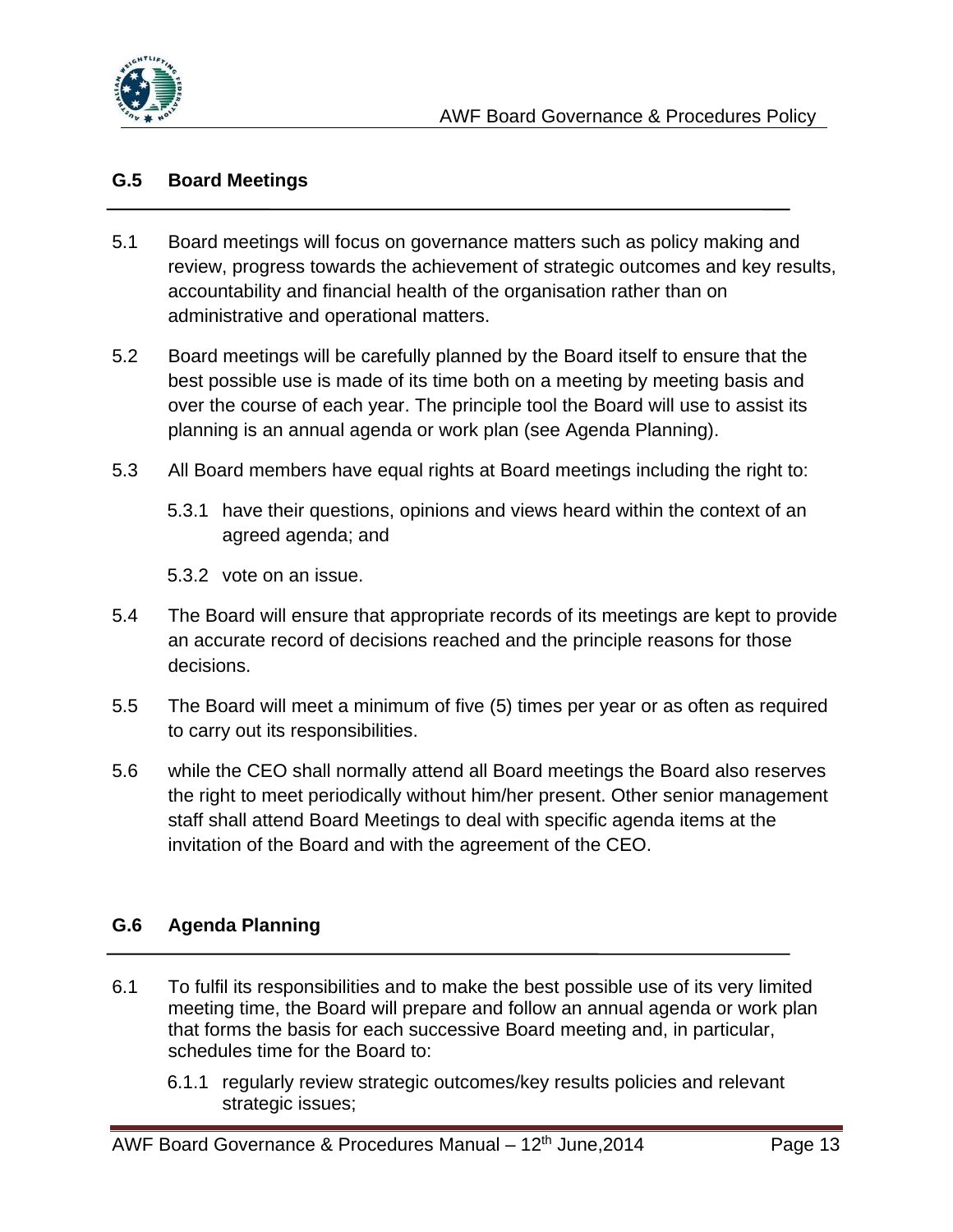## G.5 Board Meetings

5.1 Board meetings will focus on governance matters such as policy making and review, progress towards the achievement of strategic outcomes and key results, accountability and financial health of the organisation rather than on administrative and operational matters.

5.2 Board meetings will be carefully planned by the Board itself to ensure that the best possible use is made of its time both on a meeting by meeting basis and over the course of each year. The principle tool the Board will use to assist its planning is an annual agenda or work plan (see Agenda Planning).

5.3 All Board members have equal rights at Board meetings including the right to:

5.3.1 have their questions, opinions and views heard within the context of an agreed agenda; and

5.3.2 vote on an issue.

5.4 The Board will ensure that appropriate records of its meetings are kept to provide an accurate record of decisions reached and the principle reasons for those decisions.

5.5 The Board will meet a minimum of five (5) times per year or as often as required to carry out its responsibilities.

5.6 while the CEO shall normally attend all Board meetings the Board also reserves the right to meet periodically without him/her present. Other senior management staff shall attend Board Meetings to deal with specific agenda items at the invitation of the Board and with the agreement of the CEO.

## G.6 Agenda Planning

6.1 To fulfil its responsibilities and to make the best possible use of its very limited meeting time, the Board will prepare and follow an annual agenda or work plan that forms the basis for each successive Board meeting and, in particular, schedules time for the Board to:

6.1.1 regularly review strategic outcomes/key results policies and relevant strategic issues;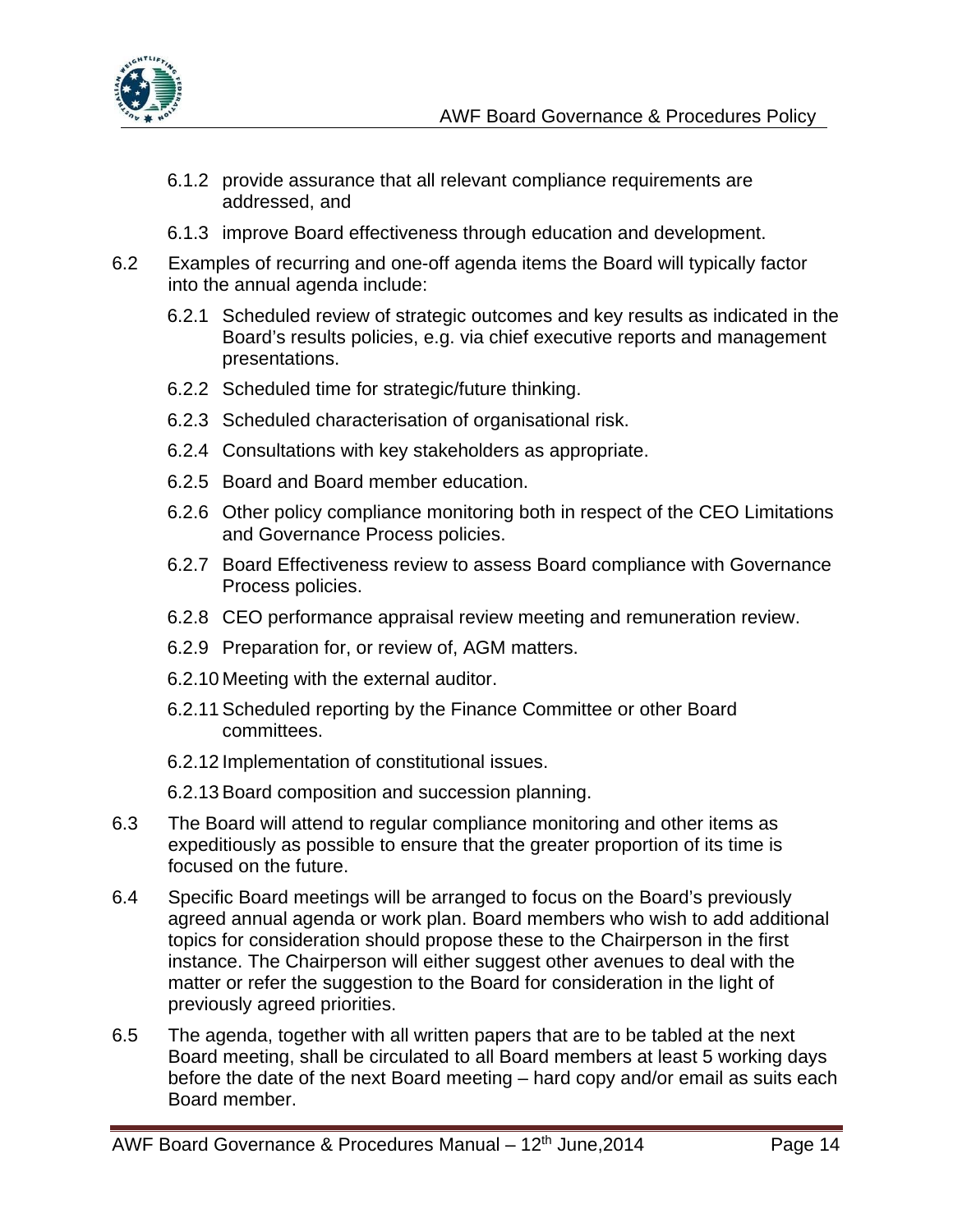6.1.2 provide assurance that all relevant compliance requirements are addressed, and

6.1.3 improve Board effectiveness through education and development.

6.2 Examples of recurring and one-off agenda items the Board will typically factor into the annual agenda include:

6.2.1 Scheduled review of strategic outcomes and key results as indicated in the Board's results policies, e.g. via chief executive reports and management presentations.

6.2.2 Scheduled time for strategic/future thinking.

6.2.3 Scheduled characterisation of organisational risk.

6.2.4 Consultations with key stakeholders as appropriate.

6.2.5 Board and Board member education.

6.2.6 Other policy compliance monitoring both in respect of the CEO Limitations and Governance Process policies.

6.2.7 Board Effectiveness review to assess Board compliance with Governance Process policies.

6.2.8 CEO performance appraisal review meeting and remuneration review.

6.2.9 Preparation for, or review of, AGM matters.

6.2.10 Meeting with the external auditor.

6.2.11 Scheduled reporting by the Finance Committee or other Board committees.

6.2.12 Implementation of constitutional issues.

6.2.13 Board composition and succession planning.

6.3 The Board will attend to regular compliance monitoring and other items as expeditiously as possible to ensure that the greater proportion of its time is focused on the future.

6.4 Specific Board meetings will be arranged to focus on the Board's previously agreed annual agenda or work plan. Board members who wish to add additional topics for consideration should propose these to the Chairperson in the first instance. The Chairperson will either suggest other avenues to deal with the matter or refer the suggestion to the Board for consideration in the light of previously agreed priorities.

6.5 The agenda, together with all written papers that are to be tabled at the next Board meeting, shall be circulated to all Board members at least 5 working days before the date of the next Board meeting – hard copy and/or email as suits each Board member.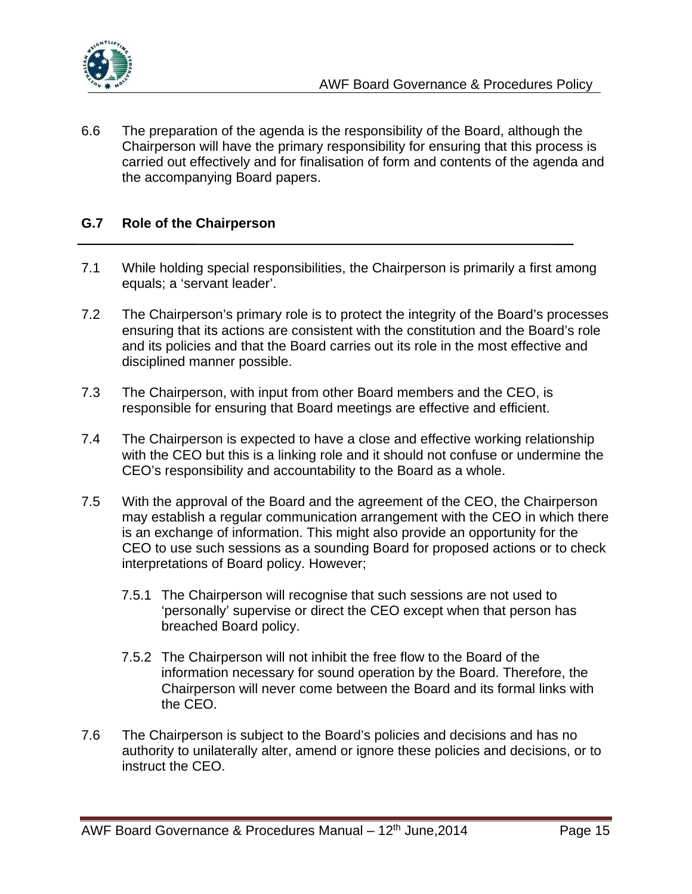6.6 The preparation of the agenda is the responsibility of the Board, although the Chairperson will have the primary responsibility for ensuring that this process is carried out effectively and for finalisation of form and contents of the agenda and the accompanying Board papers.

## G.7 Role of the Chairperson

7.1 While holding special responsibilities, the Chairperson is primarily a first among equals; a 'servant leader'.

7.2 The Chairperson's primary role is to protect the integrity of the Board's processes ensuring that its actions are consistent with the constitution and the Board's role and its policies and that the Board carries out its role in the most effective and disciplined manner possible.

7.3 The Chairperson, with input from other Board members and the CEO, is responsible for ensuring that Board meetings are effective and efficient.

7.4 The Chairperson is expected to have a close and effective working relationship with the CEO but this is a linking role and it should not confuse or undermine the CEO's responsibility and accountability to the Board as a whole.

7.5 With the approval of the Board and the agreement of the CEO, the Chairperson may establish a regular communication arrangement with the CEO in which there is an exchange of information. This might also provide an opportunity for the CEO to use such sessions as a sounding Board for proposed actions or to check interpretations of Board policy. However;

   7.5.1 The Chairperson will recognise that such sessions are not used to 'personally' supervise or direct the CEO except when that person has breached Board policy.

   7.5.2 The Chairperson will not inhibit the free flow to the Board of the information necessary for sound operation by the Board. Therefore, the Chairperson will never come between the Board and its formal links with the CEO.

7.6 The Chairperson is subject to the Board's policies and decisions and has no authority to unilaterally alter, amend or ignore these policies and decisions, or to instruct the CEO.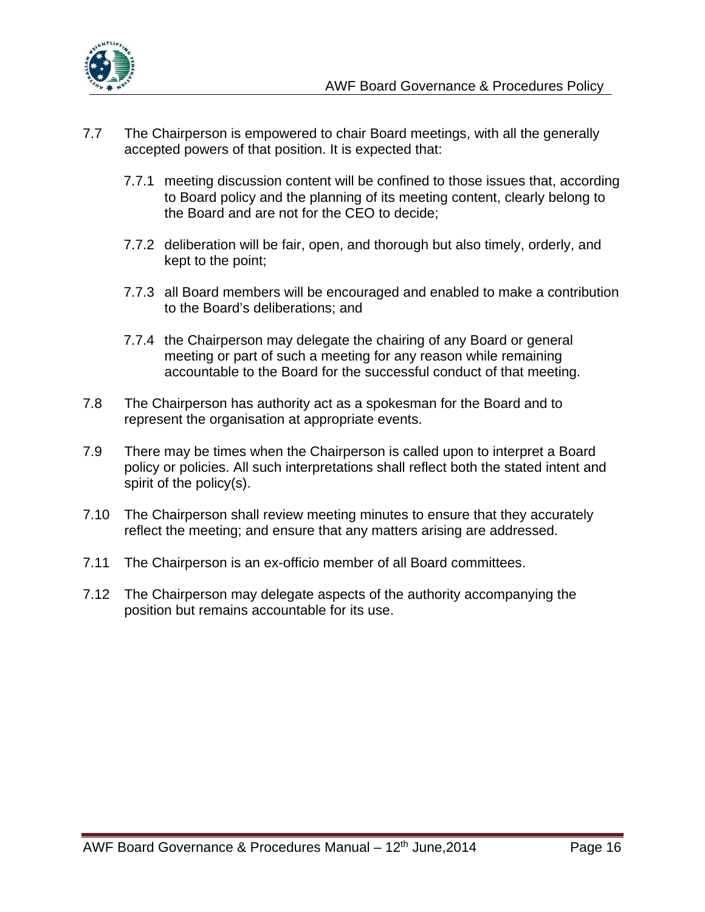7.7 The Chairperson is empowered to chair Board meetings, with all the generally accepted powers of that position. It is expected that:

 7.7.1 meeting discussion content will be confined to those issues that, according to Board policy and the planning of its meeting content, clearly belong to the Board and are not for the CEO to decide;

 7.7.2 deliberation will be fair, open, and thorough but also timely, orderly, and kept to the point;

 7.7.3 all Board members will be encouraged and enabled to make a contribution to the Board's deliberations; and

 7.7.4 the Chairperson may delegate the chairing of any Board or general meeting or part of such a meeting for any reason while remaining accountable to the Board for the successful conduct of that meeting.

7.8 The Chairperson has authority act as a spokesman for the Board and to represent the organisation at appropriate events.

7.9 There may be times when the Chairperson is called upon to interpret a Board policy or policies. All such interpretations shall reflect both the stated intent and spirit of the policy(s).

7.10 The Chairperson shall review meeting minutes to ensure that they accurately reflect the meeting; and ensure that any matters arising are addressed.

7.11 The Chairperson is an ex-officio member of all Board committees.

7.12 The Chairperson may delegate aspects of the authority accompanying the position but remains accountable for its use.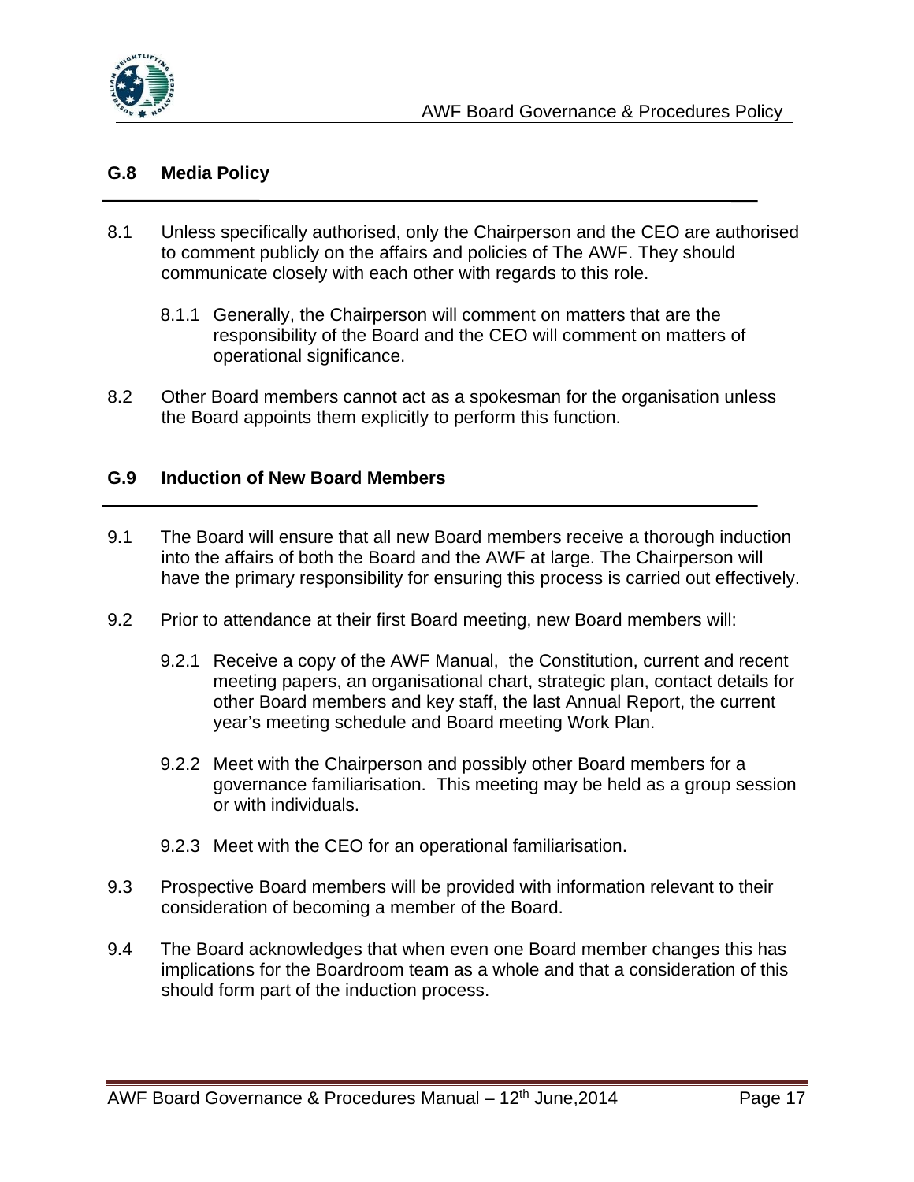## G.8 Media Policy

8.1 Unless specifically authorised, only the Chairperson and the CEO are authorised to comment publicly on the affairs and policies of The AWF. They should communicate closely with each other with regards to this role.

8.1.1 Generally, the Chairperson will comment on matters that are the responsibility of the Board and the CEO will comment on matters of operational significance.

8.2 Other Board members cannot act as a spokesman for the organisation unless the Board appoints them explicitly to perform this function.

## G.9 Induction of New Board Members

9.1 The Board will ensure that all new Board members receive a thorough induction into the affairs of both the Board and the AWF at large. The Chairperson will have the primary responsibility for ensuring this process is carried out effectively.

9.2 Prior to attendance at their first Board meeting, new Board members will:

9.2.1 Receive a copy of the AWF Manual, the Constitution, current and recent meeting papers, an organisational chart, strategic plan, contact details for other Board members and key staff, the last Annual Report, the current year's meeting schedule and Board meeting Work Plan.

9.2.2 Meet with the Chairperson and possibly other Board members for a governance familiarisation. This meeting may be held as a group session or with individuals.

9.2.3 Meet with the CEO for an operational familiarisation.

9.3 Prospective Board members will be provided with information relevant to their consideration of becoming a member of the Board.

9.4 The Board acknowledges that when even one Board member changes this has implications for the Boardroom team as a whole and that a consideration of this should form part of the induction process.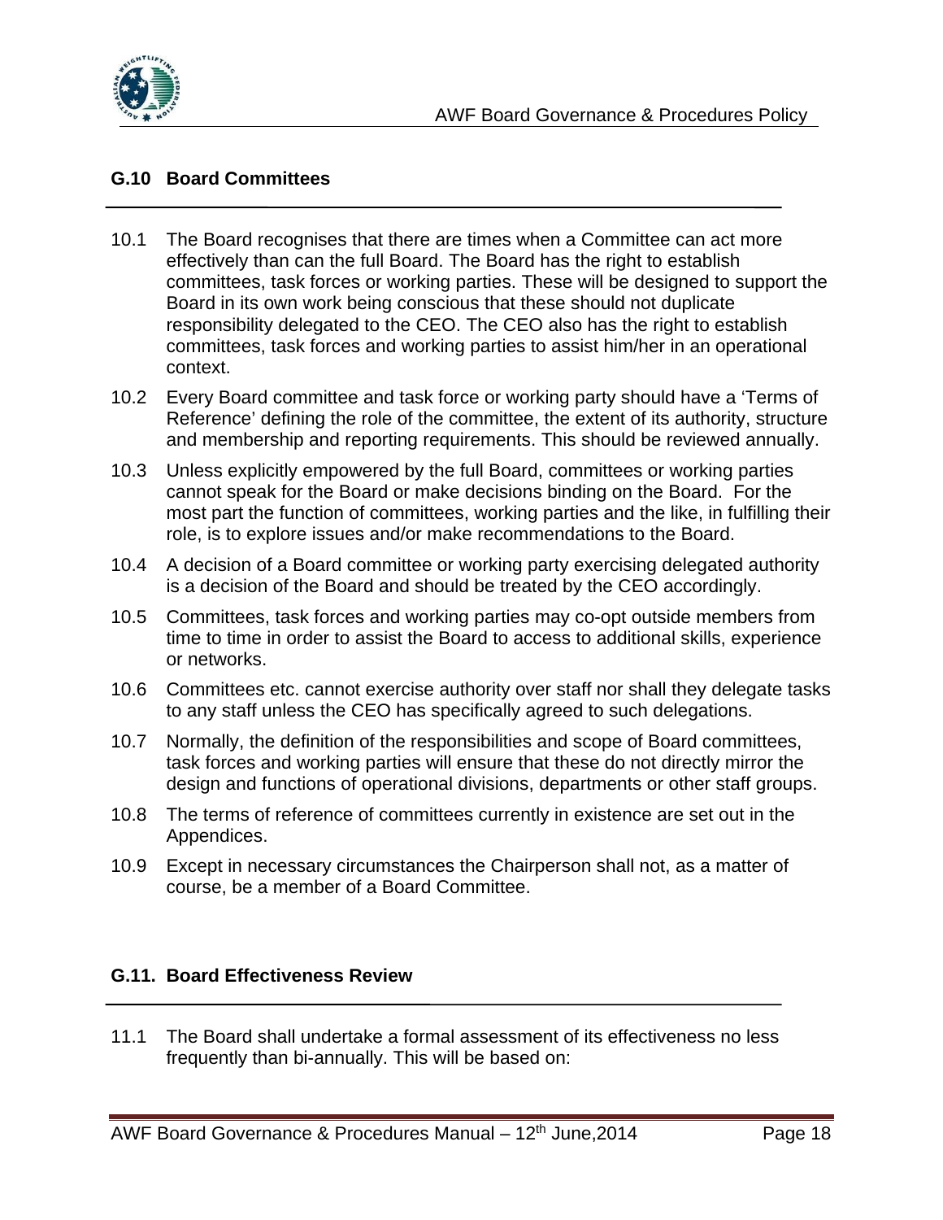## G.10 Board Committees

10.1 The Board recognises that there are times when a Committee can act more effectively than can the full Board. The Board has the right to establish committees, task forces or working parties. These will be designed to support the Board in its own work being conscious that these should not duplicate responsibility delegated to the CEO. The CEO also has the right to establish committees, task forces and working parties to assist him/her in an operational context.

10.2 Every Board committee and task force or working party should have a 'Terms of Reference' defining the role of the committee, the extent of its authority, structure and membership and reporting requirements. This should be reviewed annually.

10.3 Unless explicitly empowered by the full Board, committees or working parties cannot speak for the Board or make decisions binding on the Board. For the most part the function of committees, working parties and the like, in fulfilling their role, is to explore issues and/or make recommendations to the Board.

10.4 A decision of a Board committee or working party exercising delegated authority is a decision of the Board and should be treated by the CEO accordingly.

10.5 Committees, task forces and working parties may co-opt outside members from time to time in order to assist the Board to access to additional skills, experience or networks.

10.6 Committees etc. cannot exercise authority over staff nor shall they delegate tasks to any staff unless the CEO has specifically agreed to such delegations.

10.7 Normally, the definition of the responsibilities and scope of Board committees, task forces and working parties will ensure that these do not directly mirror the design and functions of operational divisions, departments or other staff groups.

10.8 The terms of reference of committees currently in existence are set out in the Appendices.

10.9 Except in necessary circumstances the Chairperson shall not, as a matter of course, be a member of a Board Committee.

## G.11. Board Effectiveness Review

11.1 The Board shall undertake a formal assessment of its effectiveness no less frequently than bi-annually. This will be based on: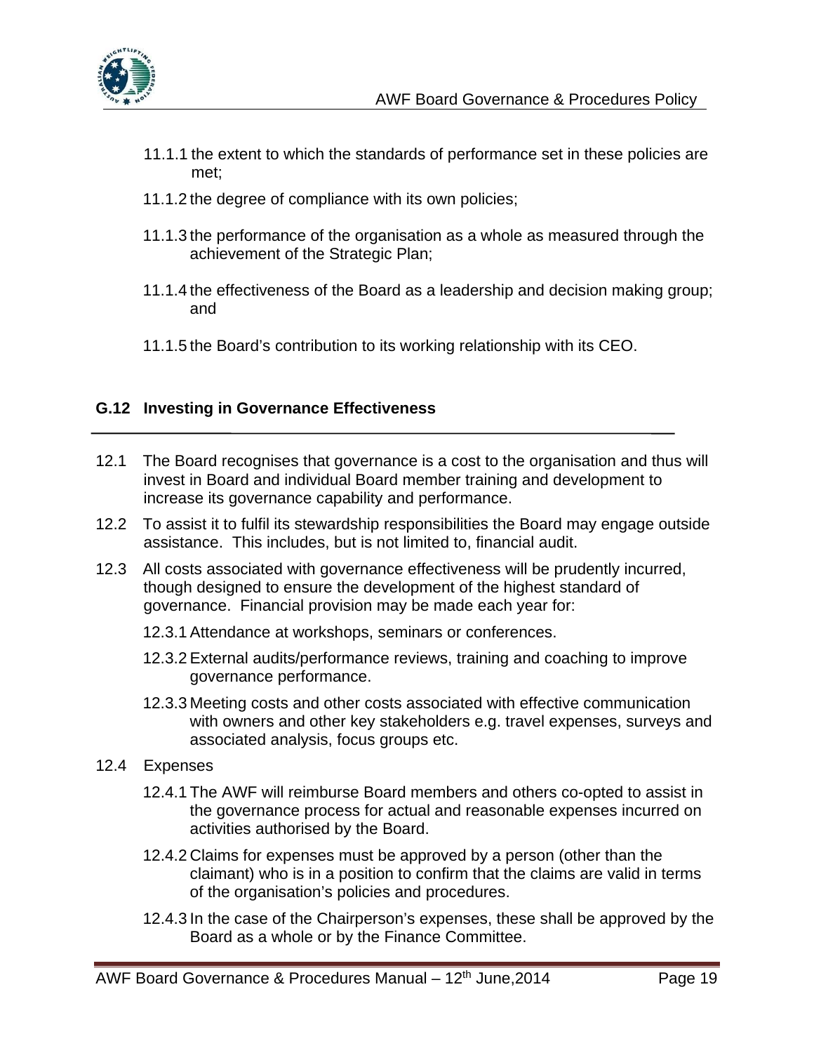11.1.1 the extent to which the standards of performance set in these policies are met;

11.1.2 the degree of compliance with its own policies;

11.1.3 the performance of the organisation as a whole as measured through the achievement of the Strategic Plan;

11.1.4 the effectiveness of the Board as a leadership and decision making group; and

11.1.5 the Board's contribution to its working relationship with its CEO.

## G.12 Investing in Governance Effectiveness

12.1 The Board recognises that governance is a cost to the organisation and thus will invest in Board and individual Board member training and development to increase its governance capability and performance.

12.2 To assist it to fulfil its stewardship responsibilities the Board may engage outside assistance. This includes, but is not limited to, financial audit.

12.3 All costs associated with governance effectiveness will be prudently incurred, though designed to ensure the development of the highest standard of governance. Financial provision may be made each year for:

12.3.1 Attendance at workshops, seminars or conferences.

12.3.2 External audits/performance reviews, training and coaching to improve governance performance.

12.3.3 Meeting costs and other costs associated with effective communication with owners and other key stakeholders e.g. travel expenses, surveys and associated analysis, focus groups etc.

12.4 Expenses

12.4.1 The AWF will reimburse Board members and others co-opted to assist in the governance process for actual and reasonable expenses incurred on activities authorised by the Board.

12.4.2 Claims for expenses must be approved by a person (other than the claimant) who is in a position to confirm that the claims are valid in terms of the organisation's policies and procedures.

12.4.3 In the case of the Chairperson's expenses, these shall be approved by the Board as a whole or by the Finance Committee.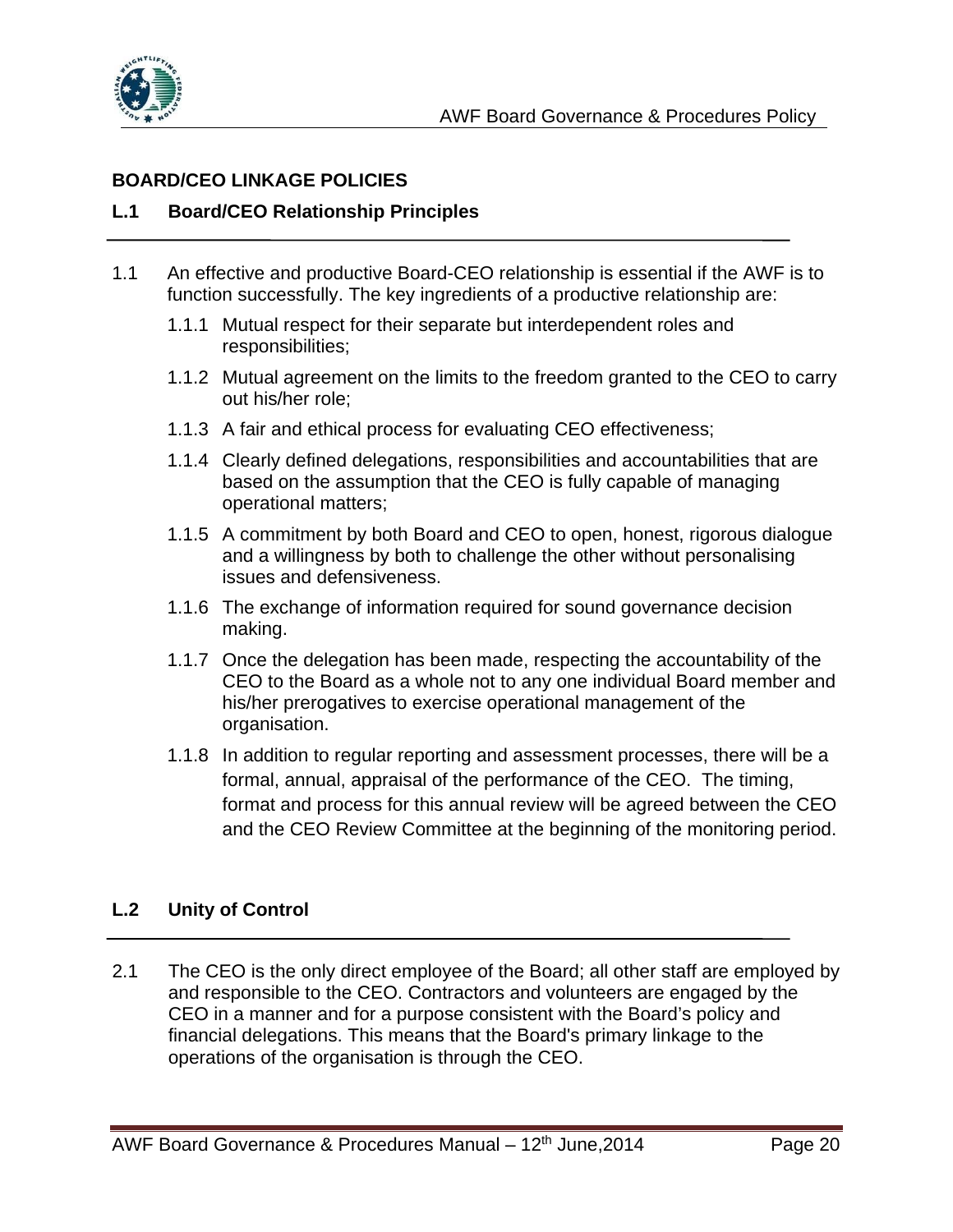## BOARD/CEO LINKAGE POLICIES

### L.1 Board/CEO Relationship Principles

1.1 An effective and productive Board-CEO relationship is essential if the AWF is to function successfully. The key ingredients of a productive relationship are:

- 1.1.1 Mutual respect for their separate but interdependent roles and responsibilities;
- 1.1.2 Mutual agreement on the limits to the freedom granted to the CEO to carry out his/her role;
- 1.1.3 A fair and ethical process for evaluating CEO effectiveness;
- 1.1.4 Clearly defined delegations, responsibilities and accountabilities that are based on the assumption that the CEO is fully capable of managing operational matters;
- 1.1.5 A commitment by both Board and CEO to open, honest, rigorous dialogue and a willingness by both to challenge the other without personalising issues and defensiveness.
- 1.1.6 The exchange of information required for sound governance decision making.
- 1.1.7 Once the delegation has been made, respecting the accountability of the CEO to the Board as a whole not to any one individual Board member and his/her prerogatives to exercise operational management of the organisation.
- 1.1.8 In addition to regular reporting and assessment processes, there will be a formal, annual, appraisal of the performance of the CEO. The timing, format and process for this annual review will be agreed between the CEO and the CEO Review Committee at the beginning of the monitoring period.

### L.2 Unity of Control

2.1 The CEO is the only direct employee of the Board; all other staff are employed by and responsible to the CEO. Contractors and volunteers are engaged by the CEO in a manner and for a purpose consistent with the Board's policy and financial delegations. This means that the Board's primary linkage to the operations of the organisation is through the CEO.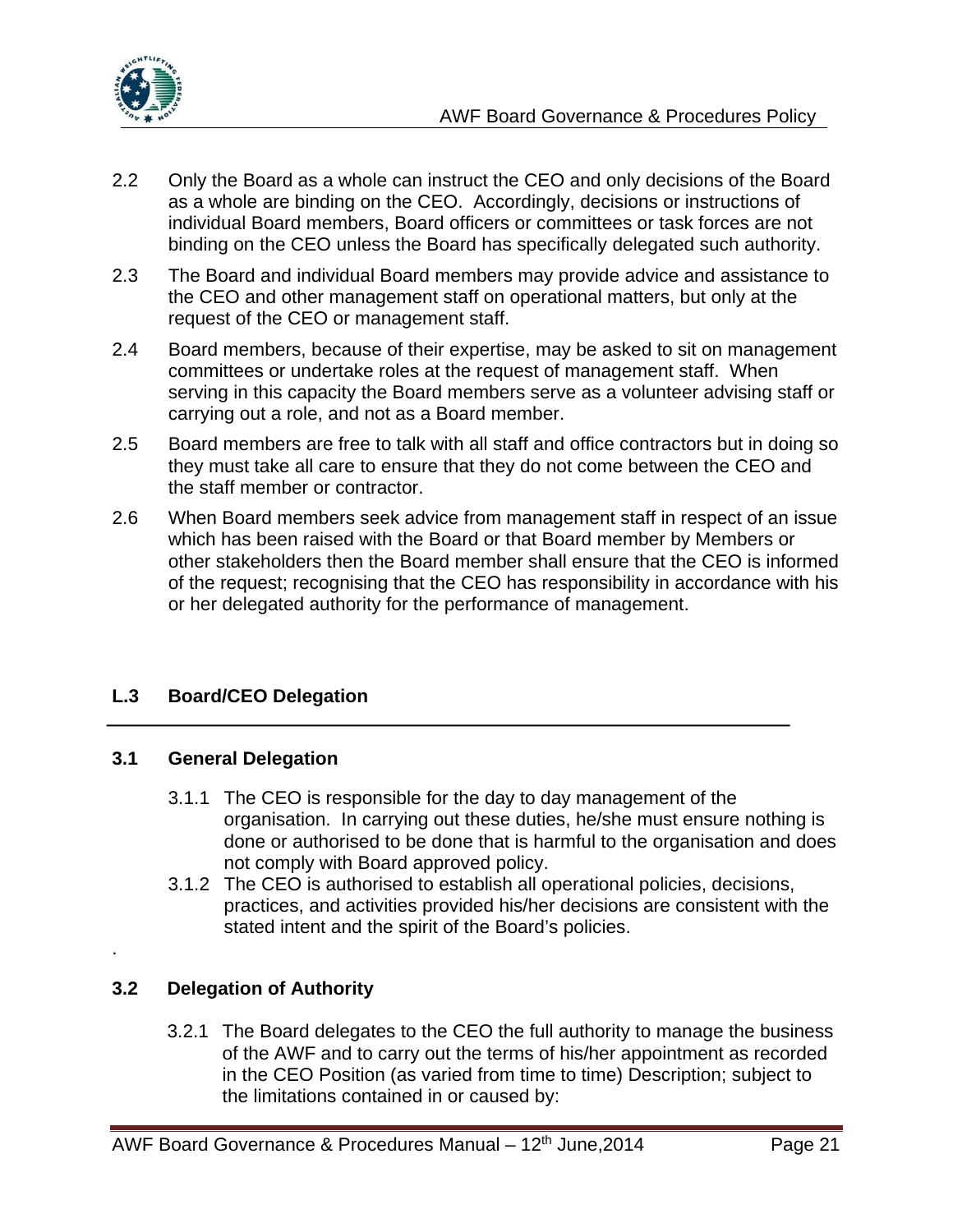2.2 Only the Board as a whole can instruct the CEO and only decisions of the Board as a whole are binding on the CEO. Accordingly, decisions or instructions of individual Board members, Board officers or committees or task forces are not binding on the CEO unless the Board has specifically delegated such authority.

2.3 The Board and individual Board members may provide advice and assistance to the CEO and other management staff on operational matters, but only at the request of the CEO or management staff.

2.4 Board members, because of their expertise, may be asked to sit on management committees or undertake roles at the request of management staff. When serving in this capacity the Board members serve as a volunteer advising staff or carrying out a role, and not as a Board member.

2.5 Board members are free to talk with all staff and office contractors but in doing so they must take all care to ensure that they do not come between the CEO and the staff member or contractor.

2.6 When Board members seek advice from management staff in respect of an issue which has been raised with the Board or that Board member by Members or other stakeholders then the Board member shall ensure that the CEO is informed of the request; recognising that the CEO has responsibility in accordance with his or her delegated authority for the performance of management.

## L.3 Board/CEO Delegation

### 3.1 General Delegation

3.1.1 The CEO is responsible for the day to day management of the organisation. In carrying out these duties, he/she must ensure nothing is done or authorised to be done that is harmful to the organisation and does not comply with Board approved policy.

3.1.2 The CEO is authorised to establish all operational policies, decisions, practices, and activities provided his/her decisions are consistent with the stated intent and the spirit of the Board's policies.

### 3.2 Delegation of Authority

3.2.1 The Board delegates to the CEO the full authority to manage the business of the AWF and to carry out the terms of his/her appointment as recorded in the CEO Position (as varied from time to time) Description; subject to the limitations contained in or caused by: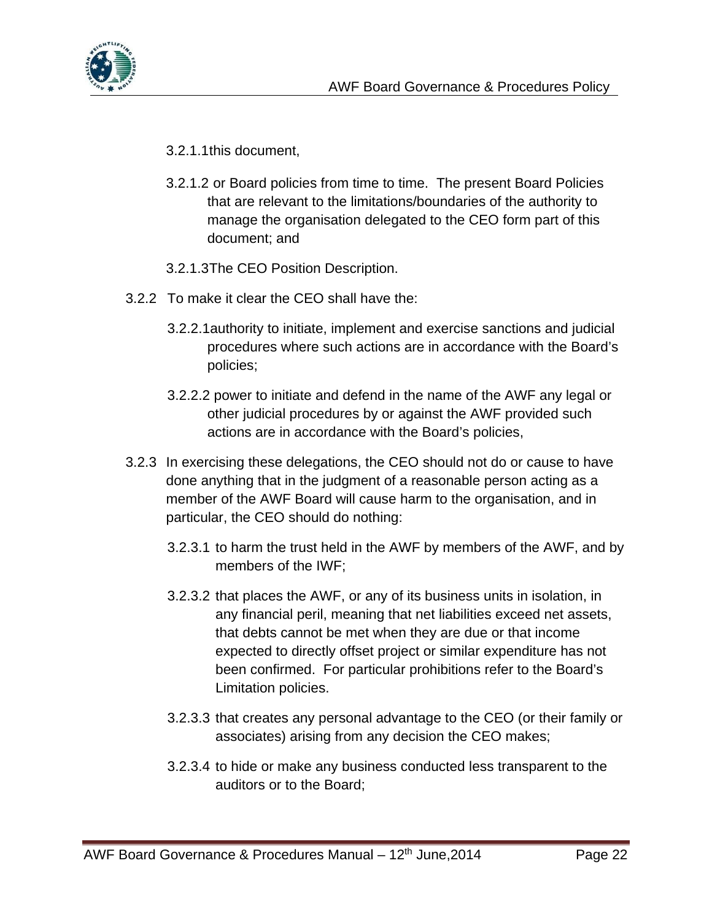3.2.1.1 this document,

3.2.1.2 or Board policies from time to time. The present Board Policies that are relevant to the limitations/boundaries of the authority to manage the organisation delegated to the CEO form part of this document; and

3.2.1.3 The CEO Position Description.

3.2.2 To make it clear the CEO shall have the:

3.2.2.1 authority to initiate, implement and exercise sanctions and judicial procedures where such actions are in accordance with the Board's policies;

3.2.2.2 power to initiate and defend in the name of the AWF any legal or other judicial procedures by or against the AWF provided such actions are in accordance with the Board's policies,

3.2.3 In exercising these delegations, the CEO should not do or cause to have done anything that in the judgment of a reasonable person acting as a member of the AWF Board will cause harm to the organisation, and in particular, the CEO should do nothing:

3.2.3.1 to harm the trust held in the AWF by members of the AWF, and by members of the IWF;

3.2.3.2 that places the AWF, or any of its business units in isolation, in any financial peril, meaning that net liabilities exceed net assets, that debts cannot be met when they are due or that income expected to directly offset project or similar expenditure has not been confirmed. For particular prohibitions refer to the Board's Limitation policies.

3.2.3.3 that creates any personal advantage to the CEO (or their family or associates) arising from any decision the CEO makes;

3.2.3.4 to hide or make any business conducted less transparent to the auditors or to the Board;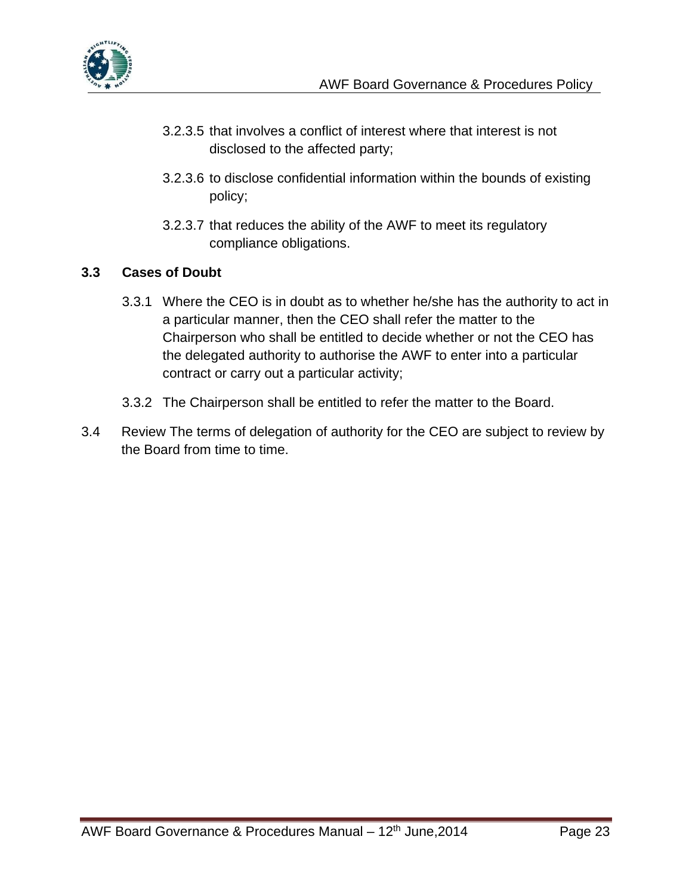3.2.3.5 that involves a conflict of interest where that interest is not disclosed to the affected party;

3.2.3.6 to disclose confidential information within the bounds of existing policy;

3.2.3.7 that reduces the ability of the AWF to meet its regulatory compliance obligations.

### 3.3 Cases of Doubt

3.3.1 Where the CEO is in doubt as to whether he/she has the authority to act in a particular manner, then the CEO shall refer the matter to the Chairperson who shall be entitled to decide whether or not the CEO has the delegated authority to authorise the AWF to enter into a particular contract or carry out a particular activity;

3.3.2 The Chairperson shall be entitled to refer the matter to the Board.

3.4 Review The terms of delegation of authority for the CEO are subject to review by the Board from time to time.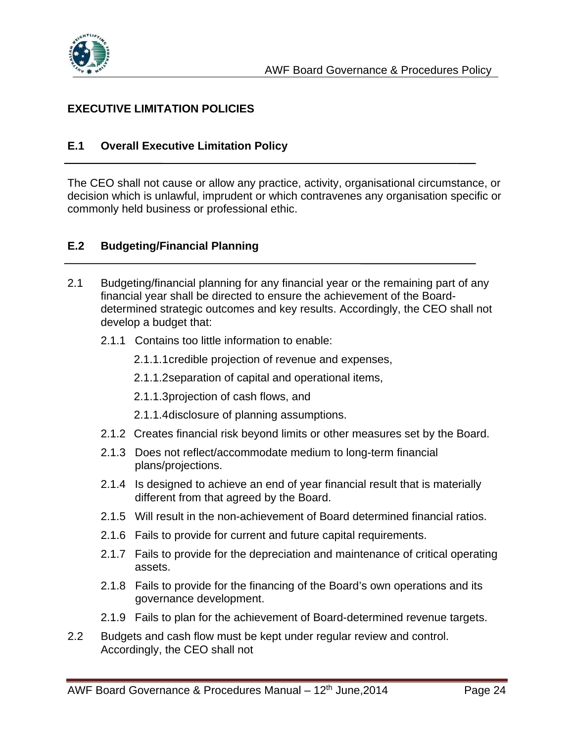## EXECUTIVE LIMITATION POLICIES

### E.1 Overall Executive Limitation Policy

The CEO shall not cause or allow any practice, activity, organisational circumstance, or decision which is unlawful, imprudent or which contravenes any organisation specific or commonly held business or professional ethic.

### E.2 Budgeting/Financial Planning

2.1 Budgeting/financial planning for any financial year or the remaining part of any financial year shall be directed to ensure the achievement of the Board-determined strategic outcomes and key results. Accordingly, the CEO shall not develop a budget that:

- 2.1.1 Contains too little information to enable:
  - 2.1.1.1 credible projection of revenue and expenses,
  - 2.1.1.2 separation of capital and operational items,
  - 2.1.1.3 projection of cash flows, and
  - 2.1.1.4 disclosure of planning assumptions.
- 2.1.2 Creates financial risk beyond limits or other measures set by the Board.
- 2.1.3 Does not reflect/accommodate medium to long-term financial plans/projections.
- 2.1.4 Is designed to achieve an end of year financial result that is materially different from that agreed by the Board.
- 2.1.5 Will result in the non-achievement of Board determined financial ratios.
- 2.1.6 Fails to provide for current and future capital requirements.
- 2.1.7 Fails to provide for the depreciation and maintenance of critical operating assets.
- 2.1.8 Fails to provide for the financing of the Board's own operations and its governance development.
- 2.1.9 Fails to plan for the achievement of Board-determined revenue targets.

2.2 Budgets and cash flow must be kept under regular review and control. Accordingly, the CEO shall not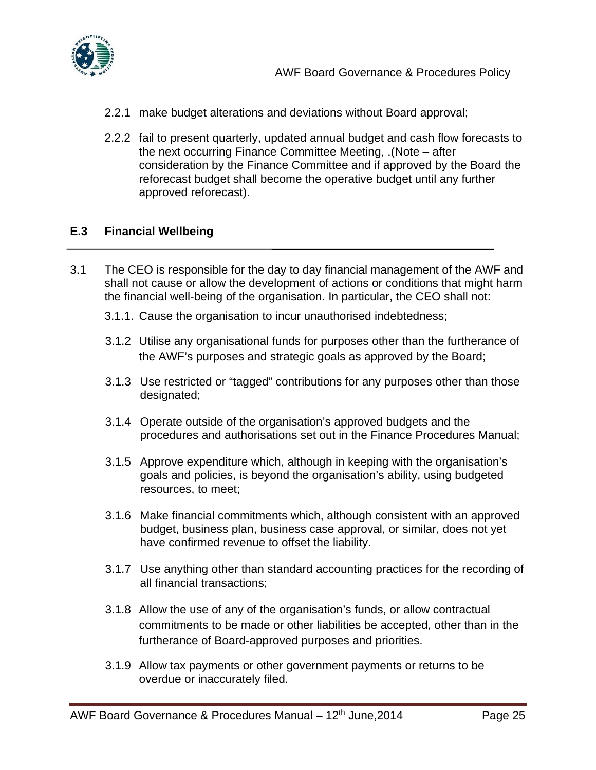2.2.1 make budget alterations and deviations without Board approval;

2.2.2 fail to present quarterly, updated annual budget and cash flow forecasts to the next occurring Finance Committee Meeting, .(Note – after consideration by the Finance Committee and if approved by the Board the reforecast budget shall become the operative budget until any further approved reforecast).

## E.3 Financial Wellbeing

3.1 The CEO is responsible for the day to day financial management of the AWF and shall not cause or allow the development of actions or conditions that might harm the financial well-being of the organisation. In particular, the CEO shall not:

3.1.1. Cause the organisation to incur unauthorised indebtedness;

3.1.2 Utilise any organisational funds for purposes other than the furtherance of the AWF's purposes and strategic goals as approved by the Board;

3.1.3 Use restricted or "tagged" contributions for any purposes other than those designated;

3.1.4 Operate outside of the organisation's approved budgets and the procedures and authorisations set out in the Finance Procedures Manual;

3.1.5 Approve expenditure which, although in keeping with the organisation's goals and policies, is beyond the organisation's ability, using budgeted resources, to meet;

3.1.6 Make financial commitments which, although consistent with an approved budget, business plan, business case approval, or similar, does not yet have confirmed revenue to offset the liability.

3.1.7 Use anything other than standard accounting practices for the recording of all financial transactions;

3.1.8 Allow the use of any of the organisation's funds, or allow contractual commitments to be made or other liabilities be accepted, other than in the furtherance of Board-approved purposes and priorities.

3.1.9 Allow tax payments or other government payments or returns to be overdue or inaccurately filed.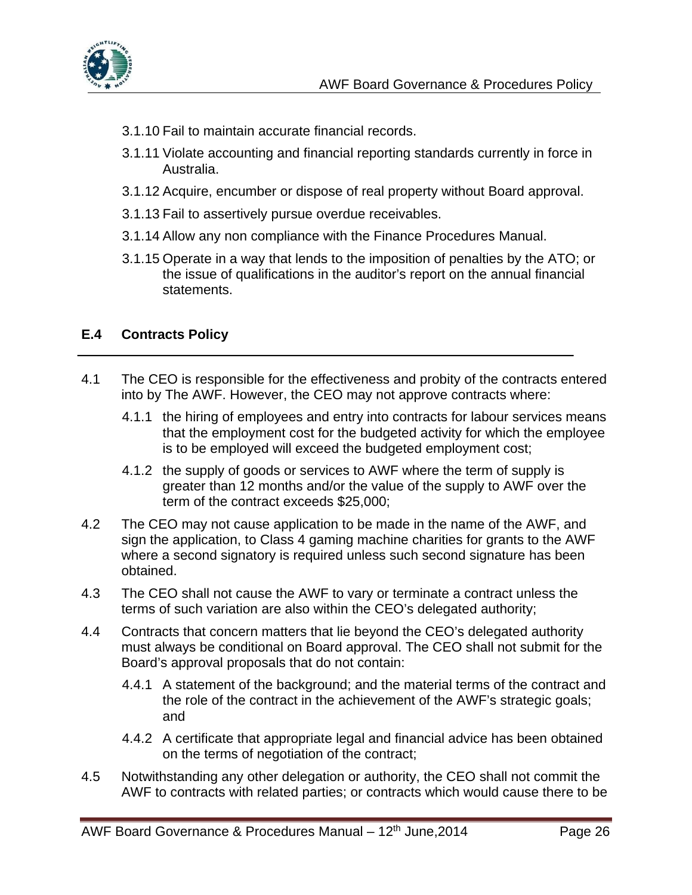3.1.10 Fail to maintain accurate financial records.

3.1.11 Violate accounting and financial reporting standards currently in force in Australia.

3.1.12 Acquire, encumber or dispose of real property without Board approval.

3.1.13 Fail to assertively pursue overdue receivables.

3.1.14 Allow any non compliance with the Finance Procedures Manual.

3.1.15 Operate in a way that lends to the imposition of penalties by the ATO; or the issue of qualifications in the auditor's report on the annual financial statements.

## E.4 Contracts Policy

4.1 The CEO is responsible for the effectiveness and probity of the contracts entered into by The AWF. However, the CEO may not approve contracts where:

4.1.1 the hiring of employees and entry into contracts for labour services means that the employment cost for the budgeted activity for which the employee is to be employed will exceed the budgeted employment cost;

4.1.2 the supply of goods or services to AWF where the term of supply is greater than 12 months and/or the value of the supply to AWF over the term of the contract exceeds $25,000;

4.2 The CEO may not cause application to be made in the name of the AWF, and sign the application, to Class 4 gaming machine charities for grants to the AWF where a second signatory is required unless such second signature has been obtained.

4.3 The CEO shall not cause the AWF to vary or terminate a contract unless the terms of such variation are also within the CEO's delegated authority;

4.4 Contracts that concern matters that lie beyond the CEO's delegated authority must always be conditional on Board approval. The CEO shall not submit for the Board's approval proposals that do not contain:

4.4.1 A statement of the background; and the material terms of the contract and the role of the contract in the achievement of the AWF's strategic goals; and

4.4.2 A certificate that appropriate legal and financial advice has been obtained on the terms of negotiation of the contract;

4.5 Notwithstanding any other delegation or authority, the CEO shall not commit the AWF to contracts with related parties; or contracts which would cause there to be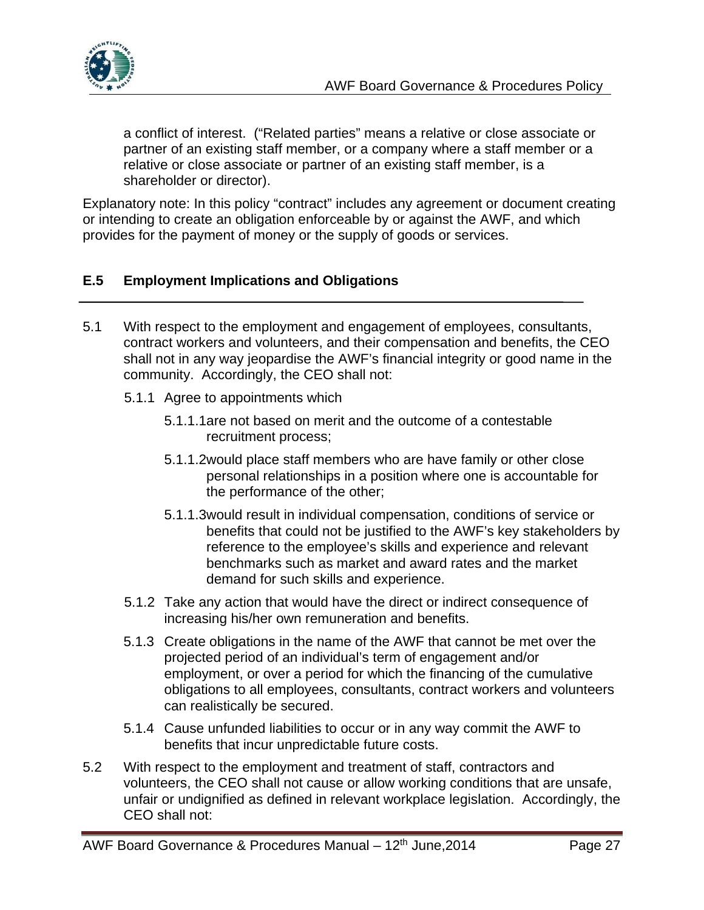a conflict of interest. ("Related parties" means a relative or close associate or partner of an existing staff member, or a company where a staff member or a relative or close associate or partner of an existing staff member, is a shareholder or director).

Explanatory note: In this policy "contract" includes any agreement or document creating or intending to create an obligation enforceable by or against the AWF, and which provides for the payment of money or the supply of goods or services.

## E.5 Employment Implications and Obligations

5.1 With respect to the employment and engagement of employees, consultants, contract workers and volunteers, and their compensation and benefits, the CEO shall not in any way jeopardise the AWF's financial integrity or good name in the community. Accordingly, the CEO shall not:

5.1.1 Agree to appointments which

5.1.1.1are not based on merit and the outcome of a contestable recruitment process;

5.1.1.2would place staff members who are have family or other close personal relationships in a position where one is accountable for the performance of the other;

5.1.1.3would result in individual compensation, conditions of service or benefits that could not be justified to the AWF's key stakeholders by reference to the employee's skills and experience and relevant benchmarks such as market and award rates and the market demand for such skills and experience.

5.1.2 Take any action that would have the direct or indirect consequence of increasing his/her own remuneration and benefits.

5.1.3 Create obligations in the name of the AWF that cannot be met over the projected period of an individual's term of engagement and/or employment, or over a period for which the financing of the cumulative obligations to all employees, consultants, contract workers and volunteers can realistically be secured.

5.1.4 Cause unfunded liabilities to occur or in any way commit the AWF to benefits that incur unpredictable future costs.

5.2 With respect to the employment and treatment of staff, contractors and volunteers, the CEO shall not cause or allow working conditions that are unsafe, unfair or undignified as defined in relevant workplace legislation. Accordingly, the CEO shall not: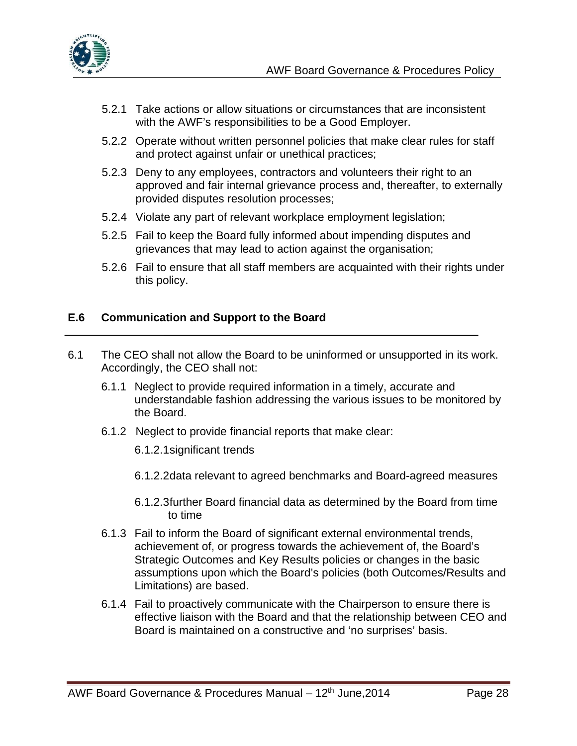5.2.1 Take actions or allow situations or circumstances that are inconsistent with the AWF's responsibilities to be a Good Employer.

5.2.2 Operate without written personnel policies that make clear rules for staff and protect against unfair or unethical practices;

5.2.3 Deny to any employees, contractors and volunteers their right to an approved and fair internal grievance process and, thereafter, to externally provided disputes resolution processes;

5.2.4 Violate any part of relevant workplace employment legislation;

5.2.5 Fail to keep the Board fully informed about impending disputes and grievances that may lead to action against the organisation;

5.2.6 Fail to ensure that all staff members are acquainted with their rights under this policy.

## E.6 Communication and Support to the Board

6.1 The CEO shall not allow the Board to be uninformed or unsupported in its work. Accordingly, the CEO shall not:

6.1.1 Neglect to provide required information in a timely, accurate and understandable fashion addressing the various issues to be monitored by the Board.

6.1.2 Neglect to provide financial reports that make clear:

6.1.2.1 significant trends

6.1.2.2 data relevant to agreed benchmarks and Board-agreed measures

6.1.2.3 further Board financial data as determined by the Board from time to time

6.1.3 Fail to inform the Board of significant external environmental trends, achievement of, or progress towards the achievement of, the Board's Strategic Outcomes and Key Results policies or changes in the basic assumptions upon which the Board's policies (both Outcomes/Results and Limitations) are based.

6.1.4 Fail to proactively communicate with the Chairperson to ensure there is effective liaison with the Board and that the relationship between CEO and Board is maintained on a constructive and 'no surprises' basis.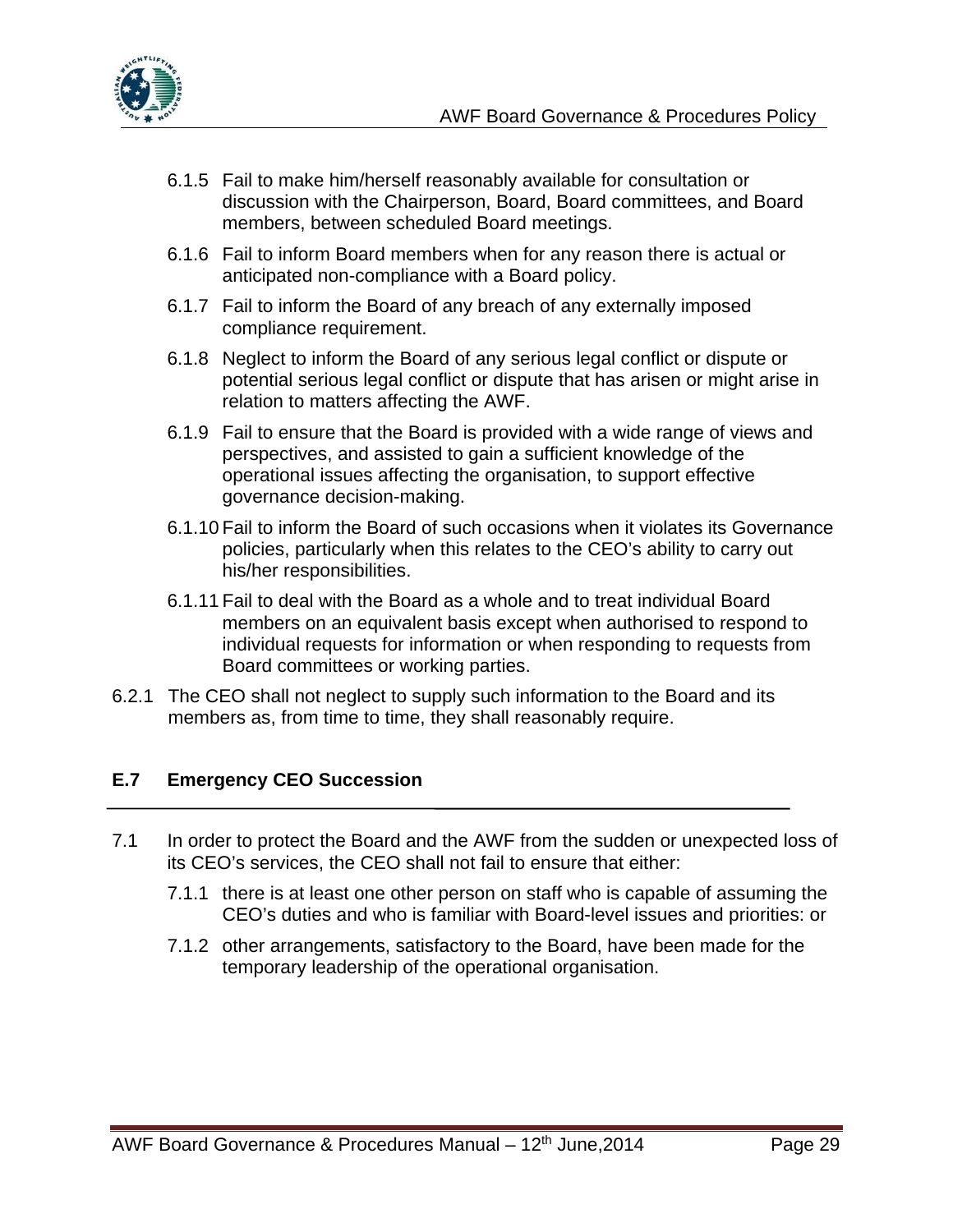6.1.5 Fail to make him/herself reasonably available for consultation or discussion with the Chairperson, Board, Board committees, and Board members, between scheduled Board meetings.

6.1.6 Fail to inform Board members when for any reason there is actual or anticipated non-compliance with a Board policy.

6.1.7 Fail to inform the Board of any breach of any externally imposed compliance requirement.

6.1.8 Neglect to inform the Board of any serious legal conflict or dispute or potential serious legal conflict or dispute that has arisen or might arise in relation to matters affecting the AWF.

6.1.9 Fail to ensure that the Board is provided with a wide range of views and perspectives, and assisted to gain a sufficient knowledge of the operational issues affecting the organisation, to support effective governance decision-making.

6.1.10 Fail to inform the Board of such occasions when it violates its Governance policies, particularly when this relates to the CEO's ability to carry out his/her responsibilities.

6.1.11 Fail to deal with the Board as a whole and to treat individual Board members on an equivalent basis except when authorised to respond to individual requests for information or when responding to requests from Board committees or working parties.

6.2.1 The CEO shall not neglect to supply such information to the Board and its members as, from time to time, they shall reasonably require.

## E.7 Emergency CEO Succession

7.1 In order to protect the Board and the AWF from the sudden or unexpected loss of its CEO's services, the CEO shall not fail to ensure that either:

7.1.1 there is at least one other person on staff who is capable of assuming the CEO's duties and who is familiar with Board-level issues and priorities: or

7.1.2 other arrangements, satisfactory to the Board, have been made for the temporary leadership of the operational organisation.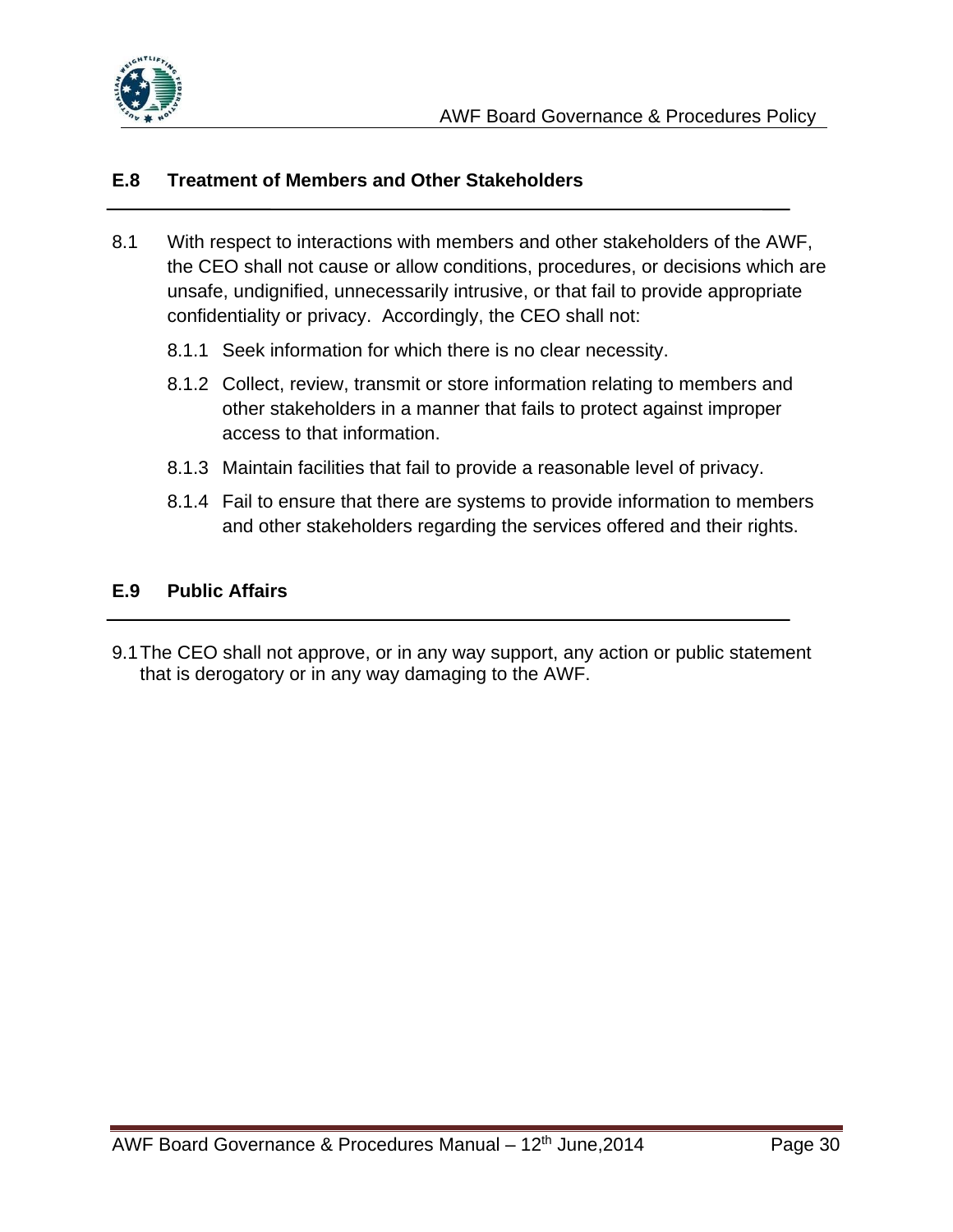## E.8 Treatment of Members and Other Stakeholders

8.1 With respect to interactions with members and other stakeholders of the AWF, the CEO shall not cause or allow conditions, procedures, or decisions which are unsafe, undignified, unnecessarily intrusive, or that fail to provide appropriate confidentiality or privacy. Accordingly, the CEO shall not:

- 8.1.1 Seek information for which there is no clear necessity.
- 8.1.2 Collect, review, transmit or store information relating to members and other stakeholders in a manner that fails to protect against improper access to that information.
- 8.1.3 Maintain facilities that fail to provide a reasonable level of privacy.
- 8.1.4 Fail to ensure that there are systems to provide information to members and other stakeholders regarding the services offered and their rights.

## E.9 Public Affairs

9.1 The CEO shall not approve, or in any way support, any action or public statement that is derogatory or in any way damaging to the AWF.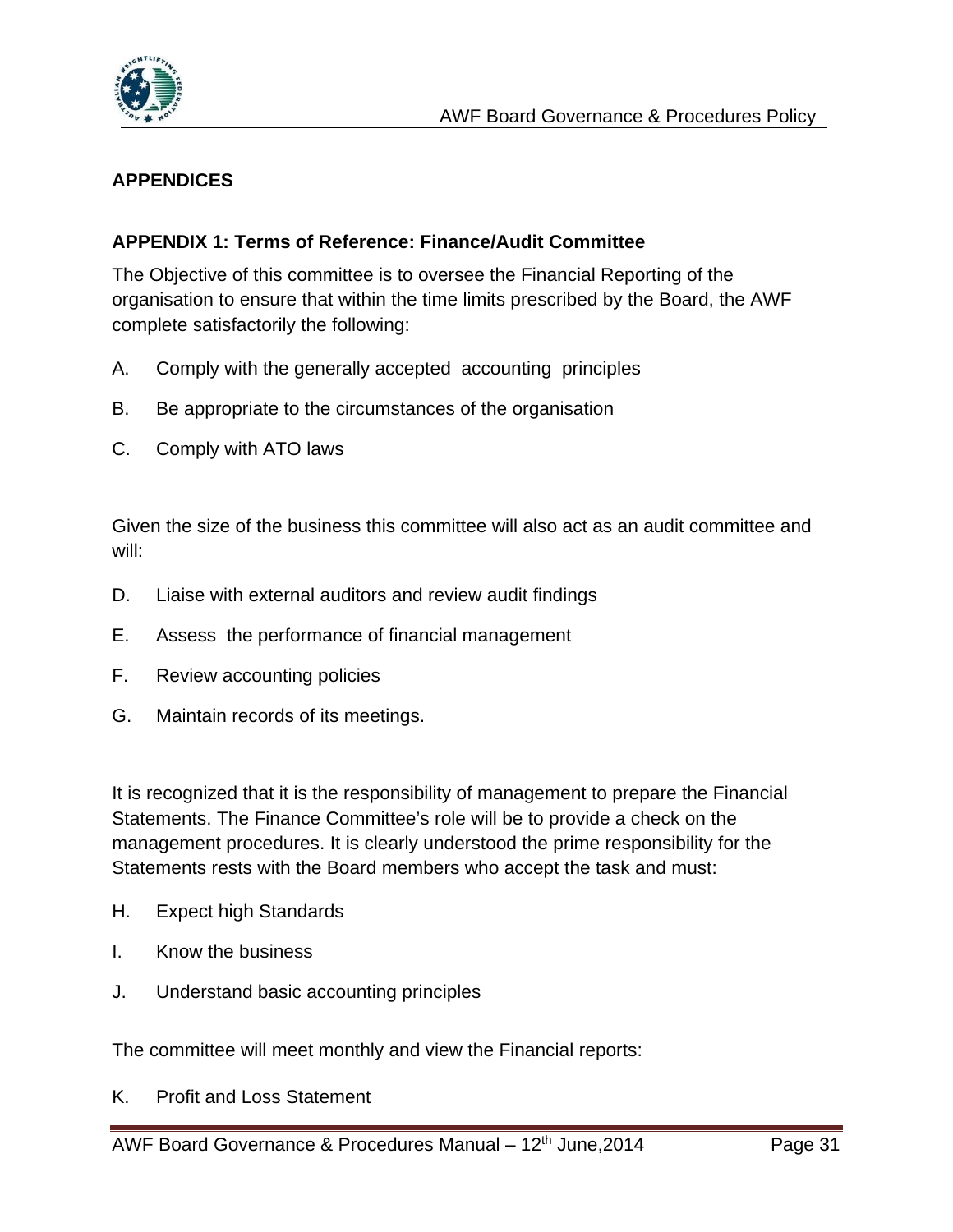## APPENDICES

### APPENDIX 1: Terms of Reference: Finance/Audit Committee

The Objective of this committee is to oversee the Financial Reporting of the organisation to ensure that within the time limits prescribed by the Board, the AWF complete satisfactorily the following:

A. Comply with the generally accepted accounting principles

B. Be appropriate to the circumstances of the organisation

C. Comply with ATO laws

Given the size of the business this committee will also act as an audit committee and will:

D. Liaise with external auditors and review audit findings

E. Assess the performance of financial management

F. Review accounting policies

G. Maintain records of its meetings.

It is recognized that it is the responsibility of management to prepare the Financial Statements. The Finance Committee's role will be to provide a check on the management procedures. It is clearly understood the prime responsibility for the Statements rests with the Board members who accept the task and must:

H. Expect high Standards

I. Know the business

J. Understand basic accounting principles

The committee will meet monthly and view the Financial reports:

K. Profit and Loss Statement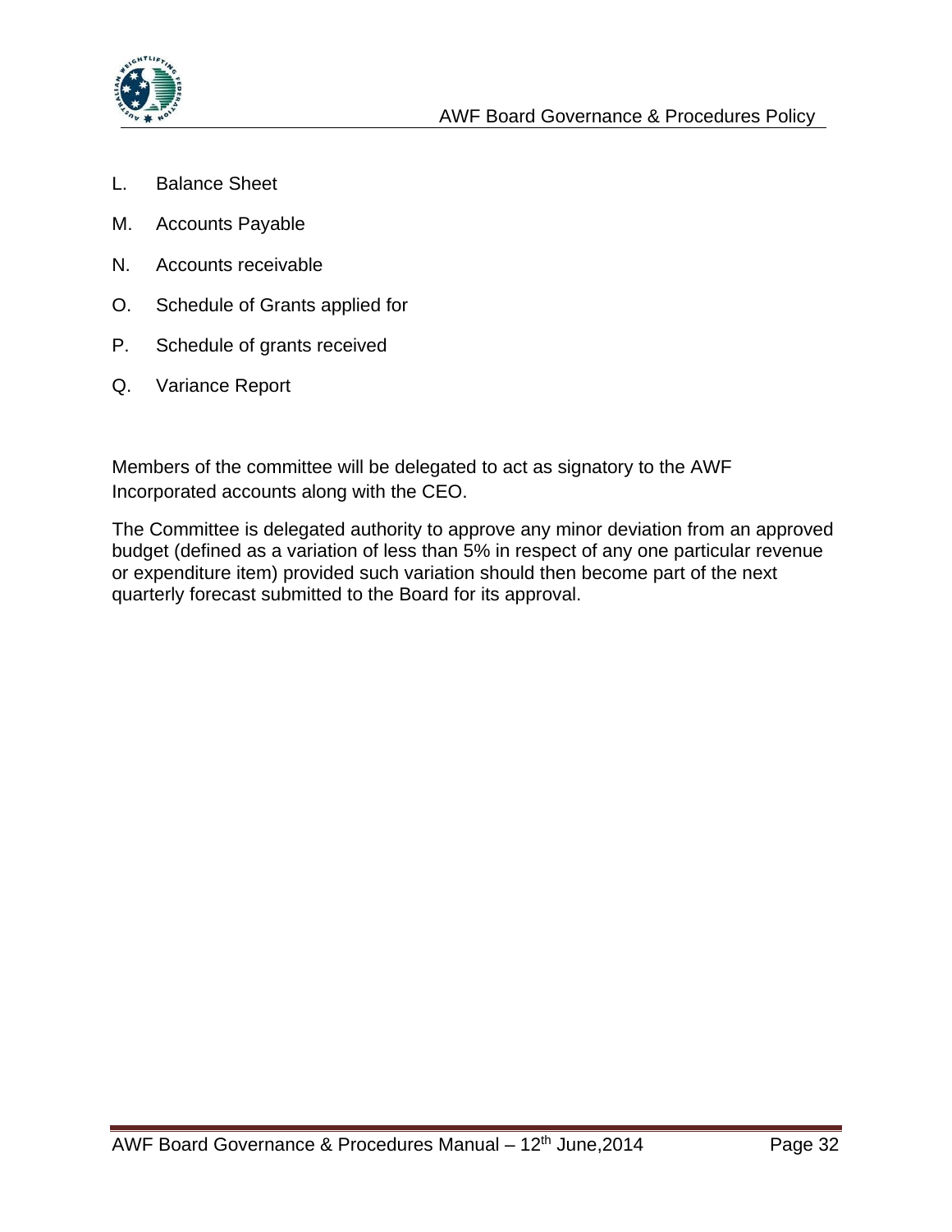L. Balance Sheet

M. Accounts Payable

N. Accounts receivable

O. Schedule of Grants applied for

P. Schedule of grants received

Q. Variance Report

Members of the committee will be delegated to act as signatory to the AWF Incorporated accounts along with the CEO.

The Committee is delegated authority to approve any minor deviation from an approved budget (defined as a variation of less than 5% in respect of any one particular revenue or expenditure item) provided such variation should then become part of the next quarterly forecast submitted to the Board for its approval.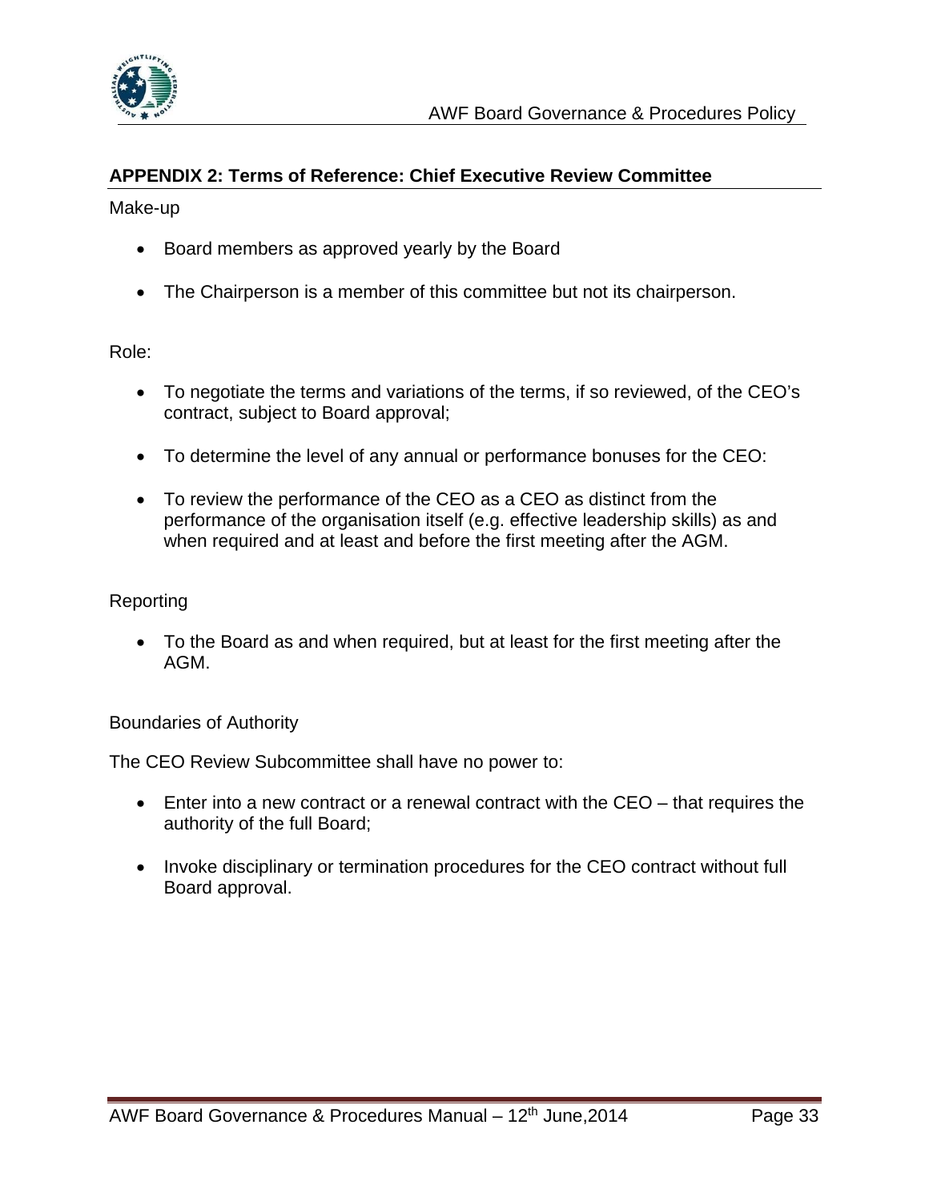## APPENDIX 2: Terms of Reference: Chief Executive Review Committee

Make-up

- Board members as approved yearly by the Board
- The Chairperson is a member of this committee but not its chairperson.

Role:

- To negotiate the terms and variations of the terms, if so reviewed, of the CEO's contract, subject to Board approval;
- To determine the level of any annual or performance bonuses for the CEO:
- To review the performance of the CEO as a CEO as distinct from the performance of the organisation itself (e.g. effective leadership skills) as and when required and at least and before the first meeting after the AGM.

Reporting

- To the Board as and when required, but at least for the first meeting after the AGM.

Boundaries of Authority

The CEO Review Subcommittee shall have no power to:

- Enter into a new contract or a renewal contract with the CEO – that requires the authority of the full Board;
- Invoke disciplinary or termination procedures for the CEO contract without full Board approval.